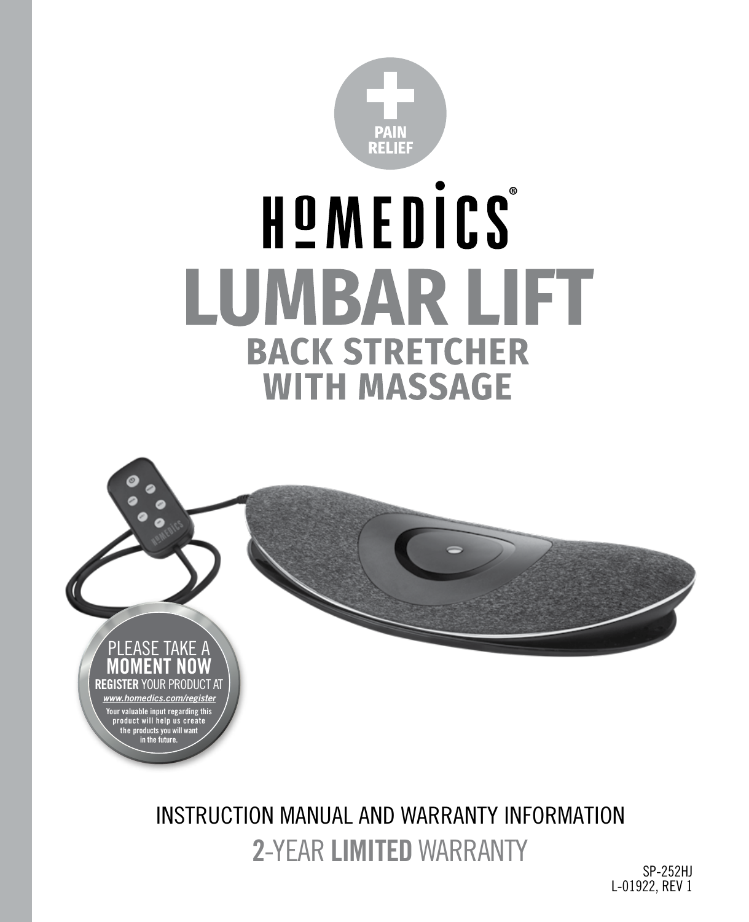PAIN
RELIEF

# HoMEDICS®

# LUMBAR LIFT

## BACK STRETCHER WITH MASSAGE

PLEASE TAKE A **MOMENT NOW**

**REGISTER** YOUR PRODUCT AT

***www.homedics.com/register***

**Your valuable input regarding this product will help us create the products you will want in the future.**

INSTRUCTION MANUAL AND WARRANTY INFORMATION

**2**-YEAR **LIMITED** WARRANTY

SP-252HJ
L-01922, REV 1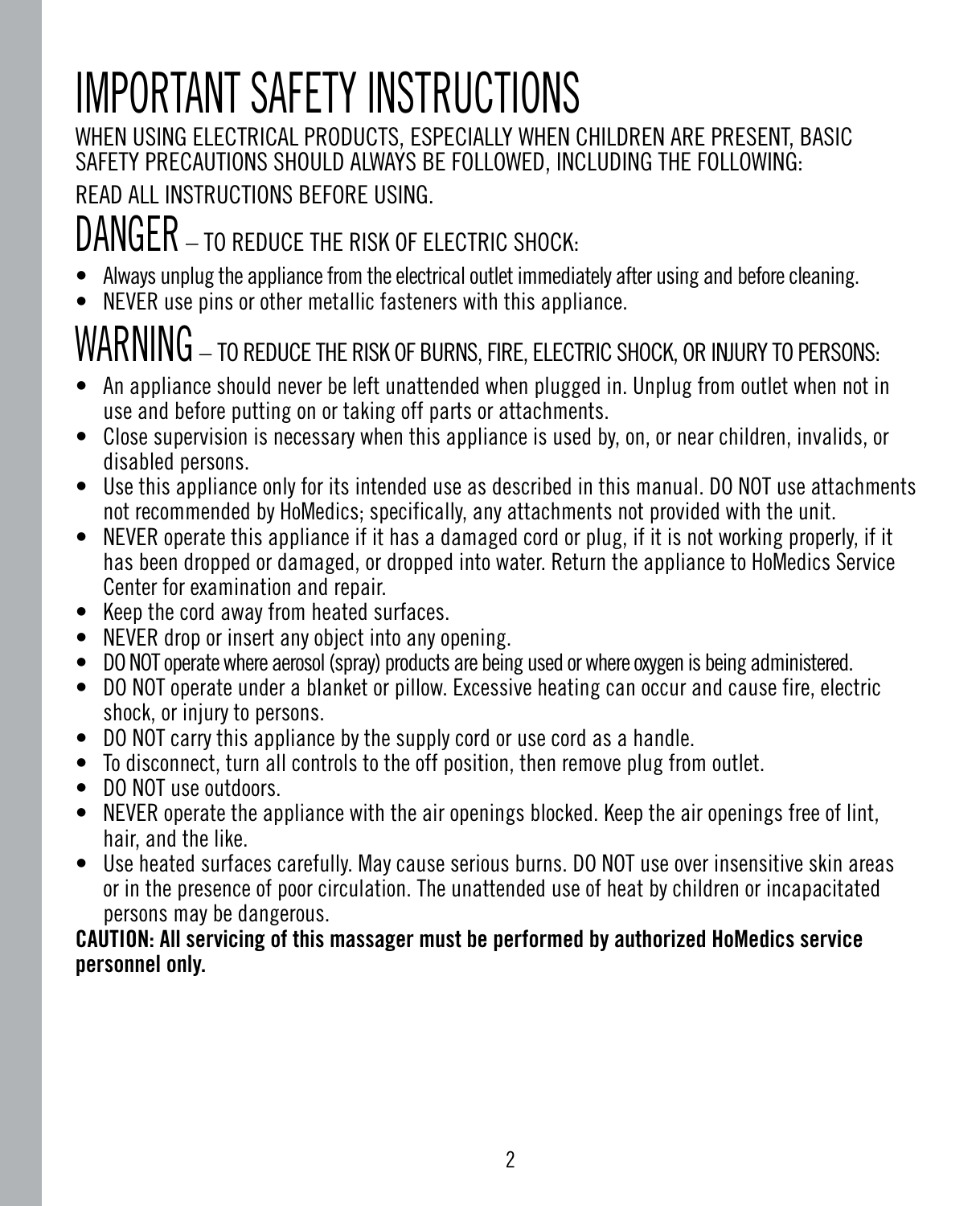# IMPORTANT SAFETY INSTRUCTIONS

WHEN USING ELECTRICAL PRODUCTS, ESPECIALLY WHEN CHILDREN ARE PRESENT, BASIC SAFETY PRECAUTIONS SHOULD ALWAYS BE FOLLOWED, INCLUDING THE FOLLOWING:

READ ALL INSTRUCTIONS BEFORE USING.

## DANGER – TO REDUCE THE RISK OF ELECTRIC SHOCK:

- Always unplug the appliance from the electrical outlet immediately after using and before cleaning.
- NEVER use pins or other metallic fasteners with this appliance.

## WARNING – TO REDUCE THE RISK OF BURNS, FIRE, ELECTRIC SHOCK, OR INJURY TO PERSONS:

- An appliance should never be left unattended when plugged in. Unplug from outlet when not in use and before putting on or taking off parts or attachments.
- Close supervision is necessary when this appliance is used by, on, or near children, invalids, or disabled persons.
- Use this appliance only for its intended use as described in this manual. DO NOT use attachments not recommended by HoMedics; specifically, any attachments not provided with the unit.
- NEVER operate this appliance if it has a damaged cord or plug, if it is not working properly, if it has been dropped or damaged, or dropped into water. Return the appliance to HoMedics Service Center for examination and repair.
- Keep the cord away from heated surfaces.
- NEVER drop or insert any object into any opening.
- DO NOT operate where aerosol (spray) products are being used or where oxygen is being administered.
- DO NOT operate under a blanket or pillow. Excessive heating can occur and cause fire, electric shock, or injury to persons.
- DO NOT carry this appliance by the supply cord or use cord as a handle.
- To disconnect, turn all controls to the off position, then remove plug from outlet.
- DO NOT use outdoors.
- NEVER operate the appliance with the air openings blocked. Keep the air openings free of lint, hair, and the like.
- Use heated surfaces carefully. May cause serious burns. DO NOT use over insensitive skin areas or in the presence of poor circulation. The unattended use of heat by children or incapacitated persons may be dangerous.

**CAUTION: All servicing of this massager must be performed by authorized HoMedics service personnel only.**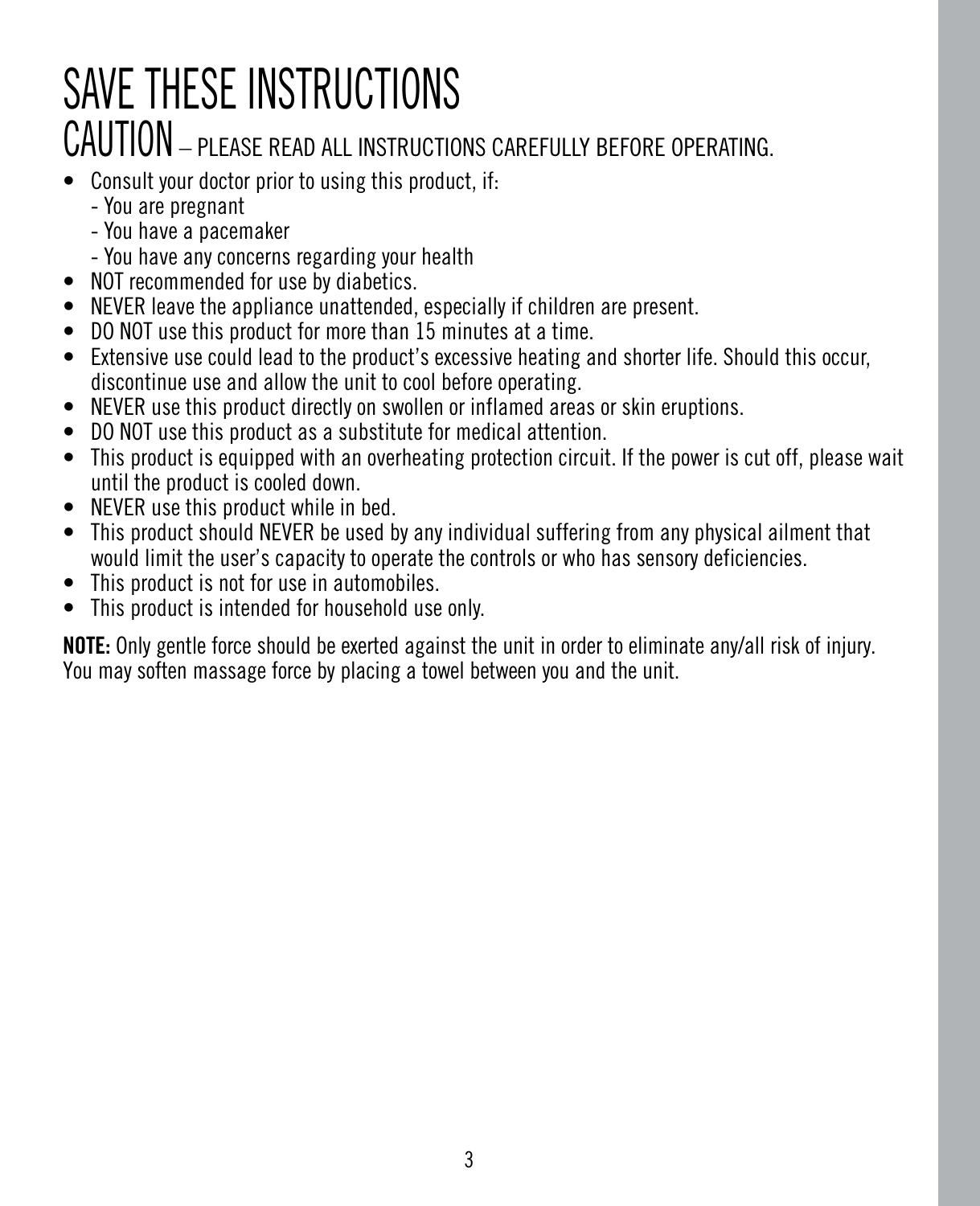# SAVE THESE INSTRUCTIONS

## CAUTION – PLEASE READ ALL INSTRUCTIONS CAREFULLY BEFORE OPERATING.

- Consult your doctor prior to using this product, if:
  - You are pregnant
  - You have a pacemaker
  - You have any concerns regarding your health
- NOT recommended for use by diabetics.
- NEVER leave the appliance unattended, especially if children are present.
- DO NOT use this product for more than 15 minutes at a time.
- Extensive use could lead to the product's excessive heating and shorter life. Should this occur, discontinue use and allow the unit to cool before operating.
- NEVER use this product directly on swollen or inflamed areas or skin eruptions.
- DO NOT use this product as a substitute for medical attention.
- This product is equipped with an overheating protection circuit. If the power is cut off, please wait until the product is cooled down.
- NEVER use this product while in bed.
- This product should NEVER be used by any individual suffering from any physical ailment that would limit the user's capacity to operate the controls or who has sensory deficiencies.
- This product is not for use in automobiles.
- This product is intended for household use only.

**NOTE:** Only gentle force should be exerted against the unit in order to eliminate any/all risk of injury. You may soften massage force by placing a towel between you and the unit.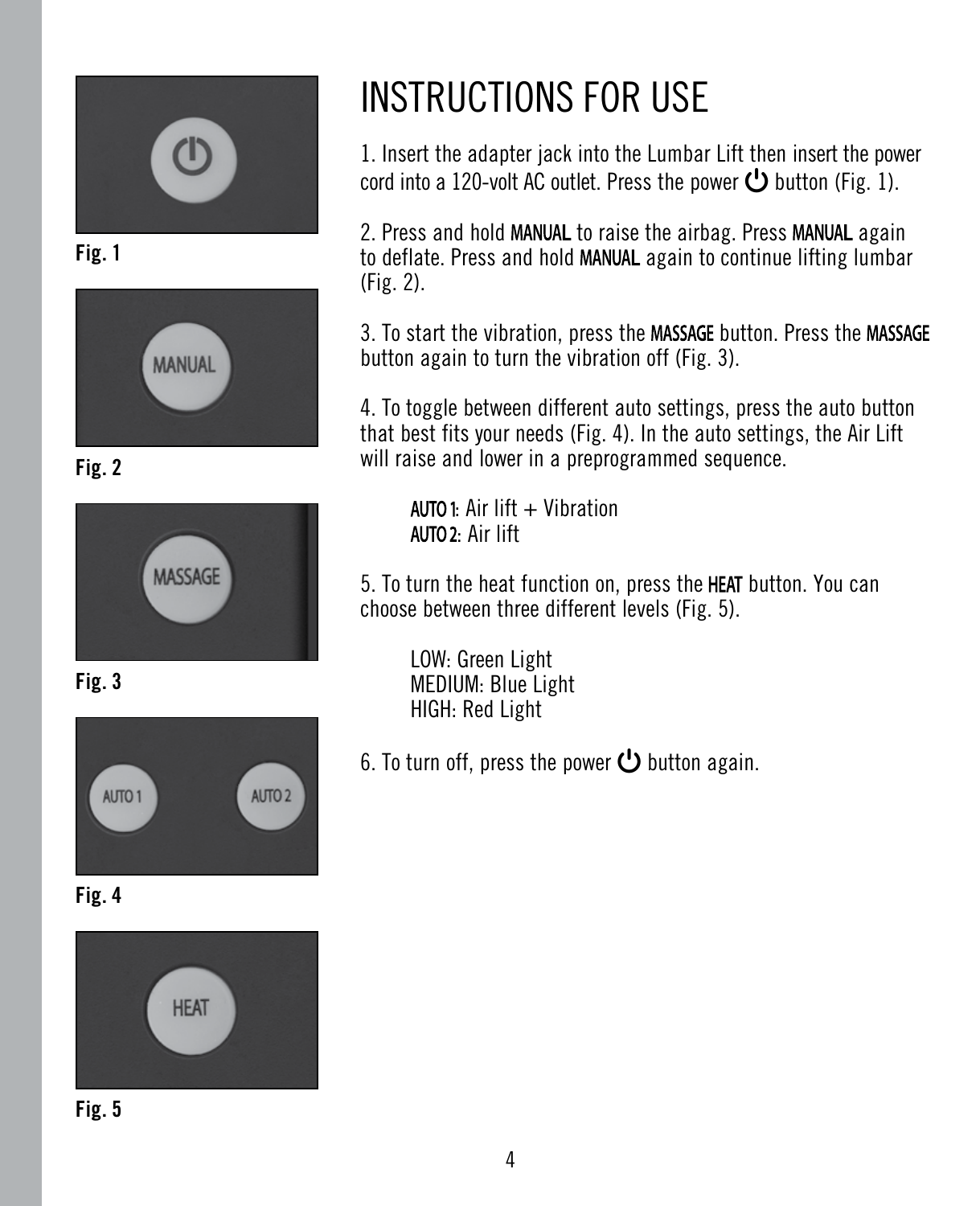Fig. 1

Fig. 2

Fig. 3

Fig. 4

Fig. 5

# INSTRUCTIONS FOR USE

1. Insert the adapter jack into the Lumbar Lift then insert the power cord into a 120-volt AC outlet. Press the power ⏻ button (Fig. 1).

2. Press and hold **MANUAL** to raise the airbag. Press **MANUAL** again to deflate. Press and hold **MANUAL** again to continue lifting lumbar (Fig. 2).

3. To start the vibration, press the **MASSAGE** button. Press the **MASSAGE** button again to turn the vibration off (Fig. 3).

4. To toggle between different auto settings, press the auto button that best fits your needs (Fig. 4). In the auto settings, the Air Lift will raise and lower in a preprogrammed sequence.

    **AUTO 1**: Air lift + Vibration
    **AUTO 2**: Air lift

5. To turn the heat function on, press the **HEAT** button. You can choose between three different levels (Fig. 5).

    LOW: Green Light
    MEDIUM: Blue Light
    HIGH: Red Light

6. To turn off, press the power ⏻ button again.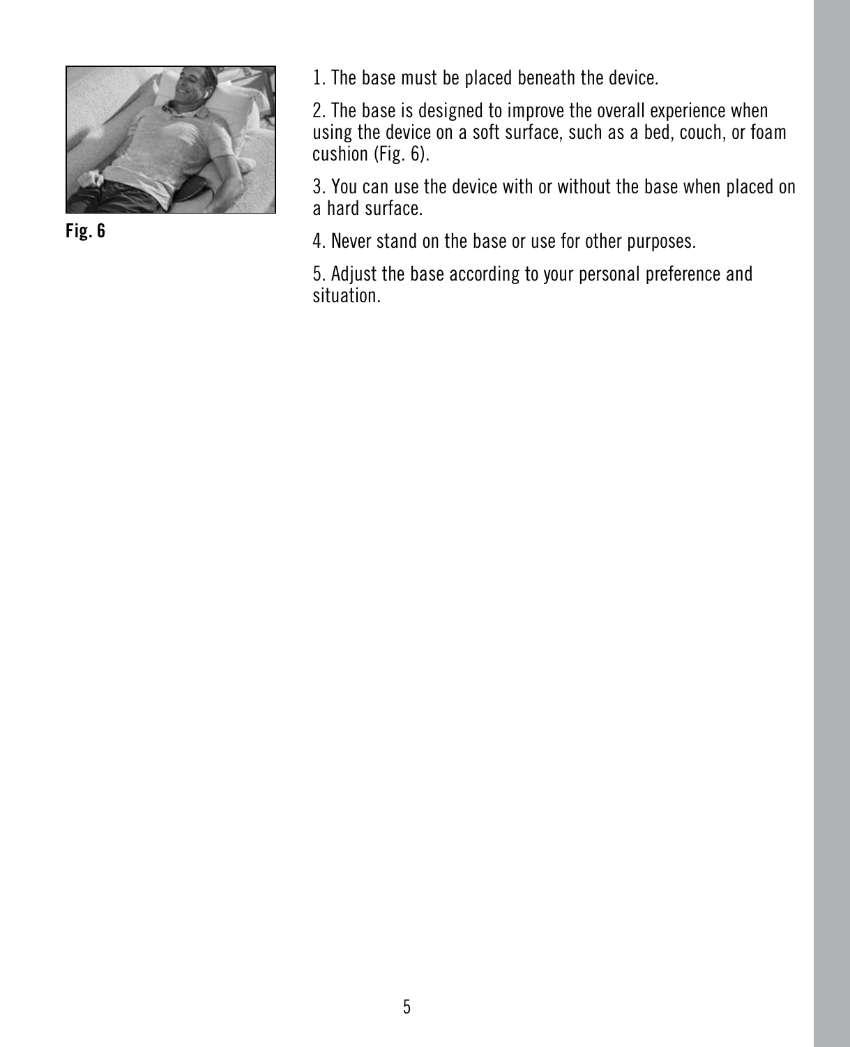Fig. 6

1. The base must be placed beneath the device.

2. The base is designed to improve the overall experience when using the device on a soft surface, such as a bed, couch, or foam cushion (Fig. 6).

3. You can use the device with or without the base when placed on a hard surface.

4. Never stand on the base or use for other purposes.

5. Adjust the base according to your personal preference and situation.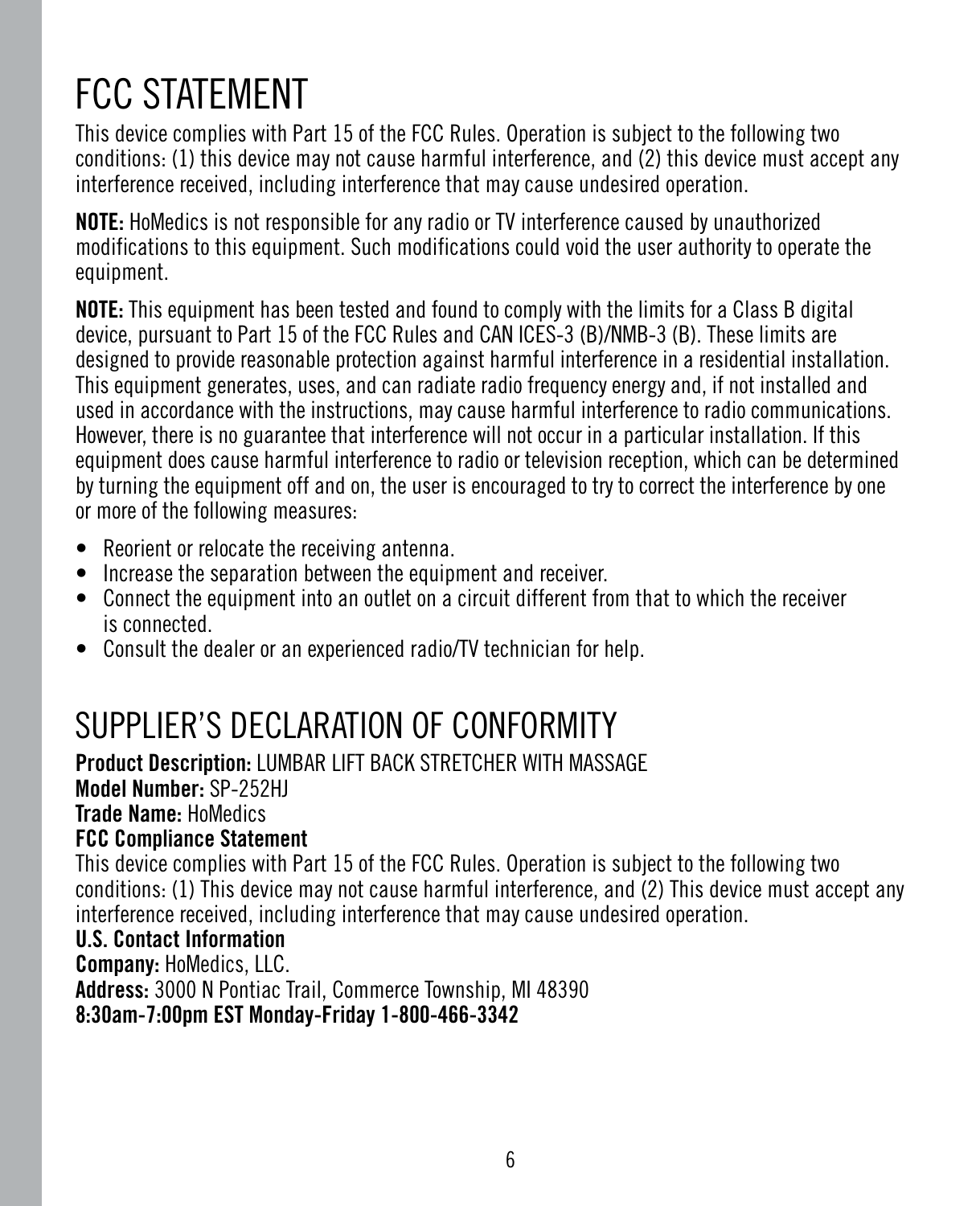# FCC STATEMENT

This device complies with Part 15 of the FCC Rules. Operation is subject to the following two conditions: (1) this device may not cause harmful interference, and (2) this device must accept any interference received, including interference that may cause undesired operation.

**NOTE:** HoMedics is not responsible for any radio or TV interference caused by unauthorized modifications to this equipment. Such modifications could void the user authority to operate the equipment.

**NOTE:** This equipment has been tested and found to comply with the limits for a Class B digital device, pursuant to Part 15 of the FCC Rules and CAN ICES-3 (B)/NMB-3 (B). These limits are designed to provide reasonable protection against harmful interference in a residential installation. This equipment generates, uses, and can radiate radio frequency energy and, if not installed and used in accordance with the instructions, may cause harmful interference to radio communications. However, there is no guarantee that interference will not occur in a particular installation. If this equipment does cause harmful interference to radio or television reception, which can be determined by turning the equipment off and on, the user is encouraged to try to correct the interference by one or more of the following measures:

- Reorient or relocate the receiving antenna.
- Increase the separation between the equipment and receiver.
- Connect the equipment into an outlet on a circuit different from that to which the receiver is connected.
- Consult the dealer or an experienced radio/TV technician for help.

# SUPPLIER'S DECLARATION OF CONFORMITY

**Product Description:** LUMBAR LIFT BACK STRETCHER WITH MASSAGE
**Model Number:** SP-252HJ
**Trade Name:** HoMedics
**FCC Compliance Statement**
This device complies with Part 15 of the FCC Rules. Operation is subject to the following two conditions: (1) This device may not cause harmful interference, and (2) This device must accept any interference received, including interference that may cause undesired operation.
**U.S. Contact Information**
**Company:** HoMedics, LLC.
**Address:** 3000 N Pontiac Trail, Commerce Township, MI 48390
**8:30am-7:00pm EST Monday-Friday 1-800-466-3342**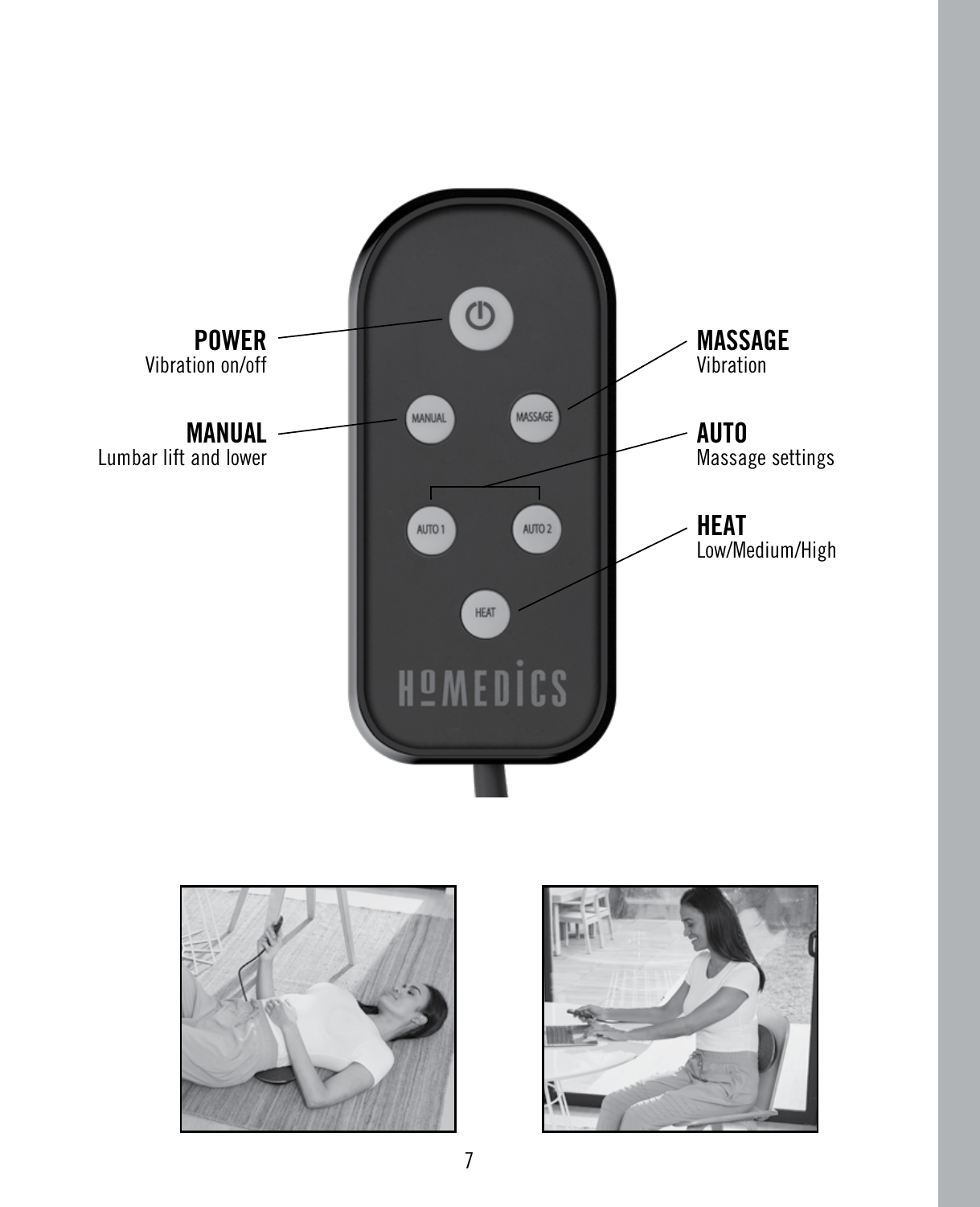**POWER**
Vibration on/off

**MANUAL**
Lumbar lift and lower

**MASSAGE**
Vibration

**AUTO**
Massage settings

**HEAT**
Low/Medium/High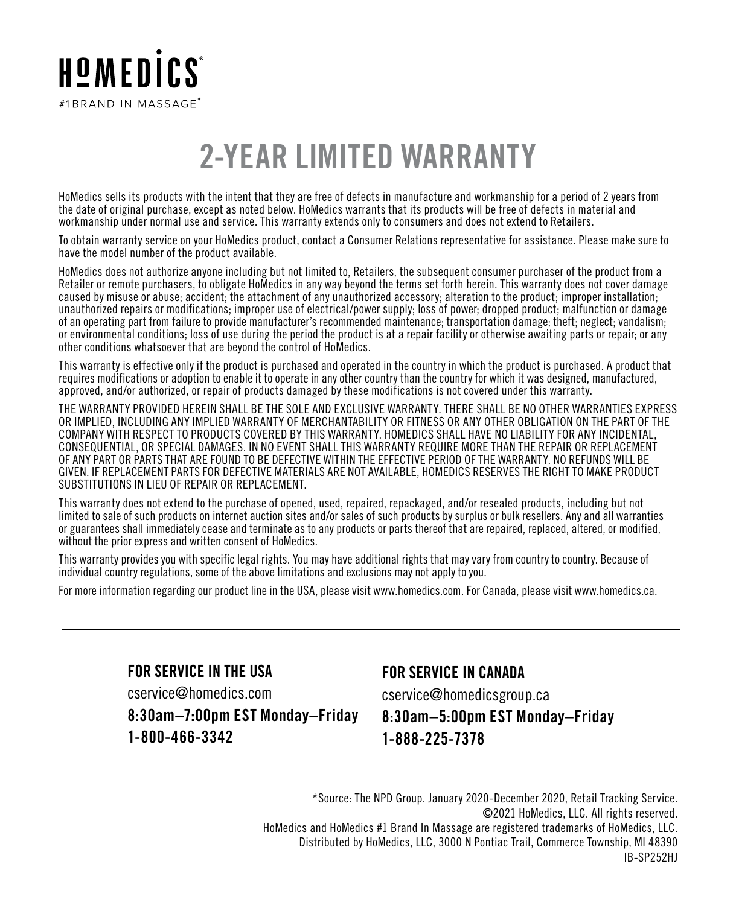HOMEDICS®

#1BRAND IN MASSAGE*

# 2-YEAR LIMITED WARRANTY

HoMedics sells its products with the intent that they are free of defects in manufacture and workmanship for a period of 2 years from the date of original purchase, except as noted below. HoMedics warrants that its products will be free of defects in material and workmanship under normal use and service. This warranty extends only to consumers and does not extend to Retailers.

To obtain warranty service on your HoMedics product, contact a Consumer Relations representative for assistance. Please make sure to have the model number of the product available.

HoMedics does not authorize anyone including but not limited to, Retailers, the subsequent consumer purchaser of the product from a Retailer or remote purchasers, to obligate HoMedics in any way beyond the terms set forth herein. This warranty does not cover damage caused by misuse or abuse; accident; the attachment of any unauthorized accessory; alteration to the product; improper installation; unauthorized repairs or modifications; improper use of electrical/power supply; loss of power; dropped product; malfunction or damage of an operating part from failure to provide manufacturer's recommended maintenance; transportation damage; theft; neglect; vandalism; or environmental conditions; loss of use during the period the product is at a repair facility or otherwise awaiting parts or repair; or any other conditions whatsoever that are beyond the control of HoMedics.

This warranty is effective only if the product is purchased and operated in the country in which the product is purchased. A product that requires modifications or adoption to enable it to operate in any other country than the country for which it was designed, manufactured, approved, and/or authorized, or repair of products damaged by these modifications is not covered under this warranty.

THE WARRANTY PROVIDED HEREIN SHALL BE THE SOLE AND EXCLUSIVE WARRANTY. THERE SHALL BE NO OTHER WARRANTIES EXPRESS OR IMPLIED, INCLUDING ANY IMPLIED WARRANTY OF MERCHANTABILITY OR FITNESS OR ANY OTHER OBLIGATION ON THE PART OF THE COMPANY WITH RESPECT TO PRODUCTS COVERED BY THIS WARRANTY. HOMEDICS SHALL HAVE NO LIABILITY FOR ANY INCIDENTAL, CONSEQUENTIAL, OR SPECIAL DAMAGES. IN NO EVENT SHALL THIS WARRANTY REQUIRE MORE THAN THE REPAIR OR REPLACEMENT OF ANY PART OR PARTS THAT ARE FOUND TO BE DEFECTIVE WITHIN THE EFFECTIVE PERIOD OF THE WARRANTY. NO REFUNDS WILL BE GIVEN. IF REPLACEMENT PARTS FOR DEFECTIVE MATERIALS ARE NOT AVAILABLE, HOMEDICS RESERVES THE RIGHT TO MAKE PRODUCT SUBSTITUTIONS IN LIEU OF REPAIR OR REPLACEMENT.

This warranty does not extend to the purchase of opened, used, repaired, repackaged, and/or resealed products, including but not limited to sale of such products on internet auction sites and/or sales of such products by surplus or bulk resellers. Any and all warranties or guarantees shall immediately cease and terminate as to any products or parts thereof that are repaired, replaced, altered, or modified, without the prior express and written consent of HoMedics.

This warranty provides you with specific legal rights. You may have additional rights that may vary from country to country. Because of individual country regulations, some of the above limitations and exclusions may not apply to you.

For more information regarding our product line in the USA, please visit www.homedics.com. For Canada, please visit www.homedics.ca.

---

### FOR SERVICE IN THE USA

cservice@homedics.com

**8:30am–7:00pm EST Monday–Friday**

**1-800-466-3342**

### FOR SERVICE IN CANADA

cservice@homedicsgroup.ca

**8:30am–5:00pm EST Monday–Friday**

**1-888-225-7378**

*Source: The NPD Group. January 2020-December 2020, Retail Tracking Service.
©2021 HoMedics, LLC. All rights reserved.
HoMedics and HoMedics #1 Brand In Massage are registered trademarks of HoMedics, LLC.
Distributed by HoMedics, LLC, 3000 N Pontiac Trail, Commerce Township, MI 48390
IB-SP252HJ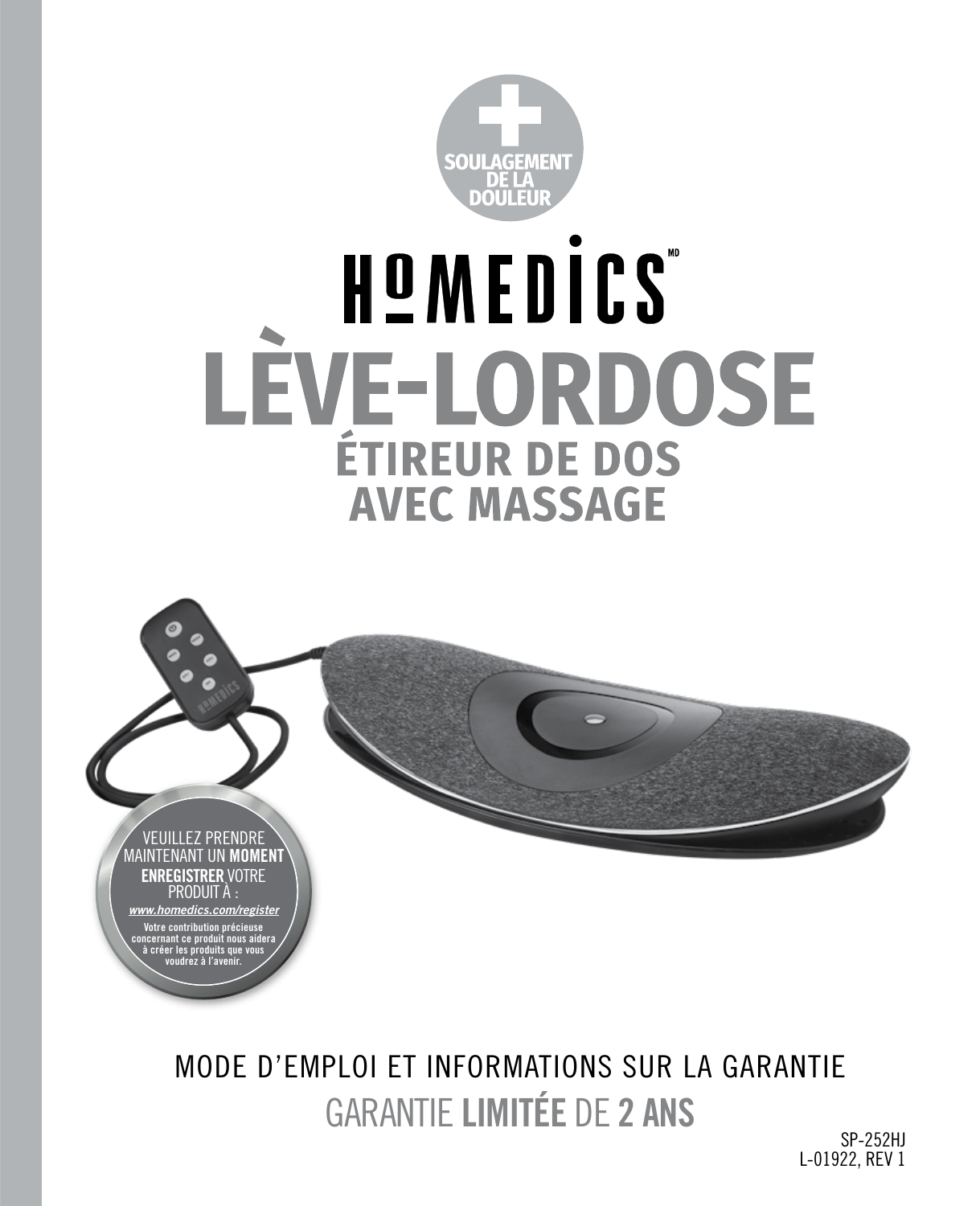SOULAGEMENT DE LA DOULEUR

# HOMEDICS[MD]

# LÈVE-LORDOSE

## ÉTIREUR DE DOS AVEC MASSAGE

VEUILLEZ PRENDRE MAINTENANT UN **MOMENT** **ENREGISTRER** VOTRE PRODUIT À :

***www.homedics.com/register***

**Votre contribution précieuse concernant ce produit nous aidera à créer les produits que vous voudrez à l'avenir.**

MODE D'EMPLOI ET INFORMATIONS SUR LA GARANTIE

GARANTIE **LIMITÉE** DE **2 ANS**

SP-252HJ
L-01922, REV 1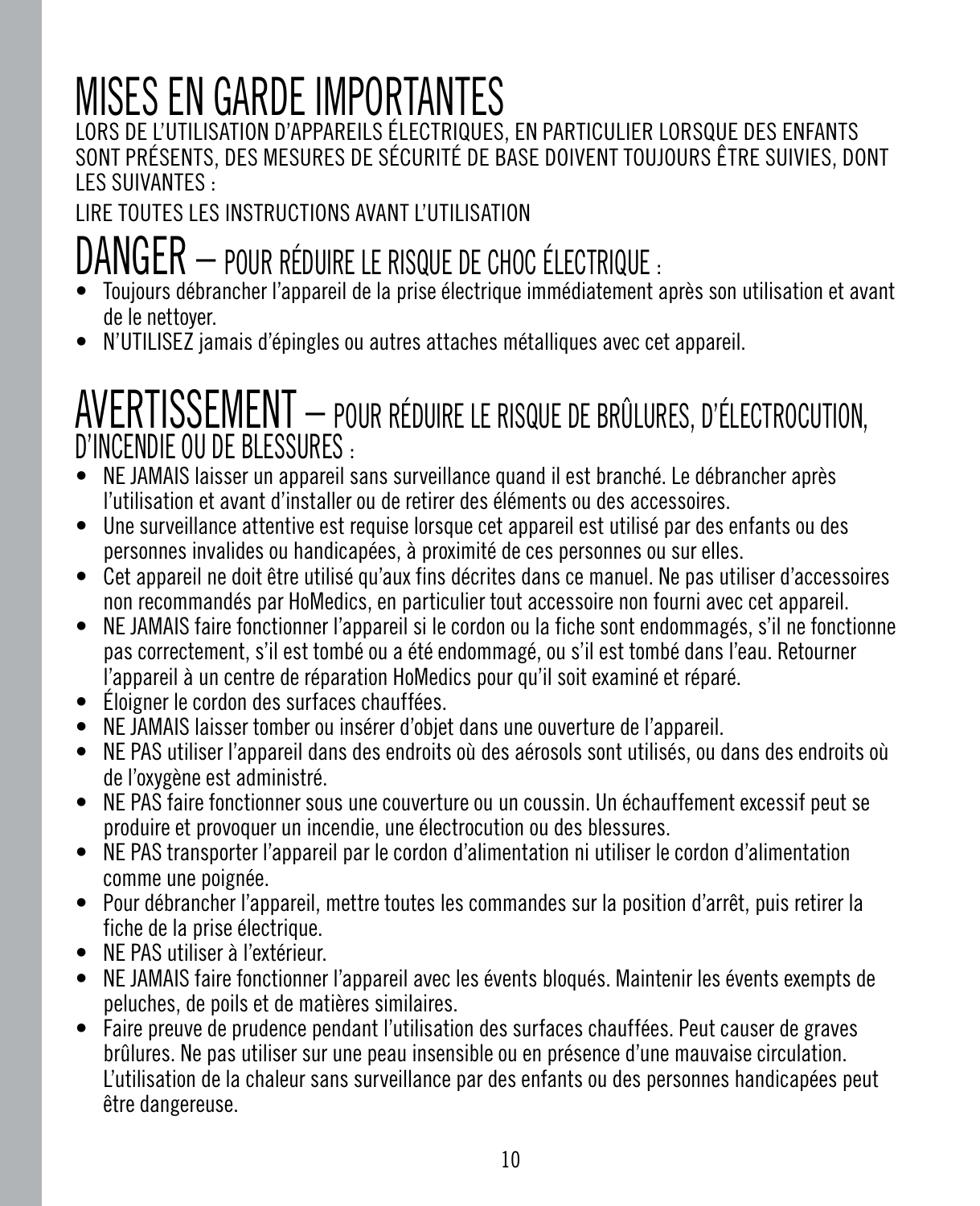# MISES EN GARDE IMPORTANTES

LORS DE L'UTILISATION D'APPAREILS ÉLECTRIQUES, EN PARTICULIER LORSQUE DES ENFANTS SONT PRÉSENTS, DES MESURES DE SÉCURITÉ DE BASE DOIVENT TOUJOURS ÊTRE SUIVIES, DONT LES SUIVANTES :

LIRE TOUTES LES INSTRUCTIONS AVANT L'UTILISATION

## DANGER – POUR RÉDUIRE LE RISQUE DE CHOC ÉLECTRIQUE :

- Toujours débrancher l'appareil de la prise électrique immédiatement après son utilisation et avant de le nettoyer.
- N'UTILISEZ jamais d'épingles ou autres attaches métalliques avec cet appareil.

## AVERTISSEMENT – POUR RÉDUIRE LE RISQUE DE BRÛLURES, D'ÉLECTROCUTION, D'INCENDIE OU DE BLESSURES :

- NE JAMAIS laisser un appareil sans surveillance quand il est branché. Le débrancher après l'utilisation et avant d'installer ou de retirer des éléments ou des accessoires.
- Une surveillance attentive est requise lorsque cet appareil est utilisé par des enfants ou des personnes invalides ou handicapées, à proximité de ces personnes ou sur elles.
- Cet appareil ne doit être utilisé qu'aux fins décrites dans ce manuel. Ne pas utiliser d'accessoires non recommandés par HoMedics, en particulier tout accessoire non fourni avec cet appareil.
- NE JAMAIS faire fonctionner l'appareil si le cordon ou la fiche sont endommagés, s'il ne fonctionne pas correctement, s'il est tombé ou a été endommagé, ou s'il est tombé dans l'eau. Retourner l'appareil à un centre de réparation HoMedics pour qu'il soit examiné et réparé.
- Éloigner le cordon des surfaces chauffées.
- NE JAMAIS laisser tomber ou insérer d'objet dans une ouverture de l'appareil.
- NE PAS utiliser l'appareil dans des endroits où des aérosols sont utilisés, ou dans des endroits où de l'oxygène est administré.
- NE PAS faire fonctionner sous une couverture ou un coussin. Un échauffement excessif peut se produire et provoquer un incendie, une électrocution ou des blessures.
- NE PAS transporter l'appareil par le cordon d'alimentation ni utiliser le cordon d'alimentation comme une poignée.
- Pour débrancher l'appareil, mettre toutes les commandes sur la position d'arrêt, puis retirer la fiche de la prise électrique.
- NE PAS utiliser à l'extérieur.
- NE JAMAIS faire fonctionner l'appareil avec les évents bloqués. Maintenir les évents exempts de peluches, de poils et de matières similaires.
- Faire preuve de prudence pendant l'utilisation des surfaces chauffées. Peut causer de graves brûlures. Ne pas utiliser sur une peau insensible ou en présence d'une mauvaise circulation. L'utilisation de la chaleur sans surveillance par des enfants ou des personnes handicapées peut être dangereuse.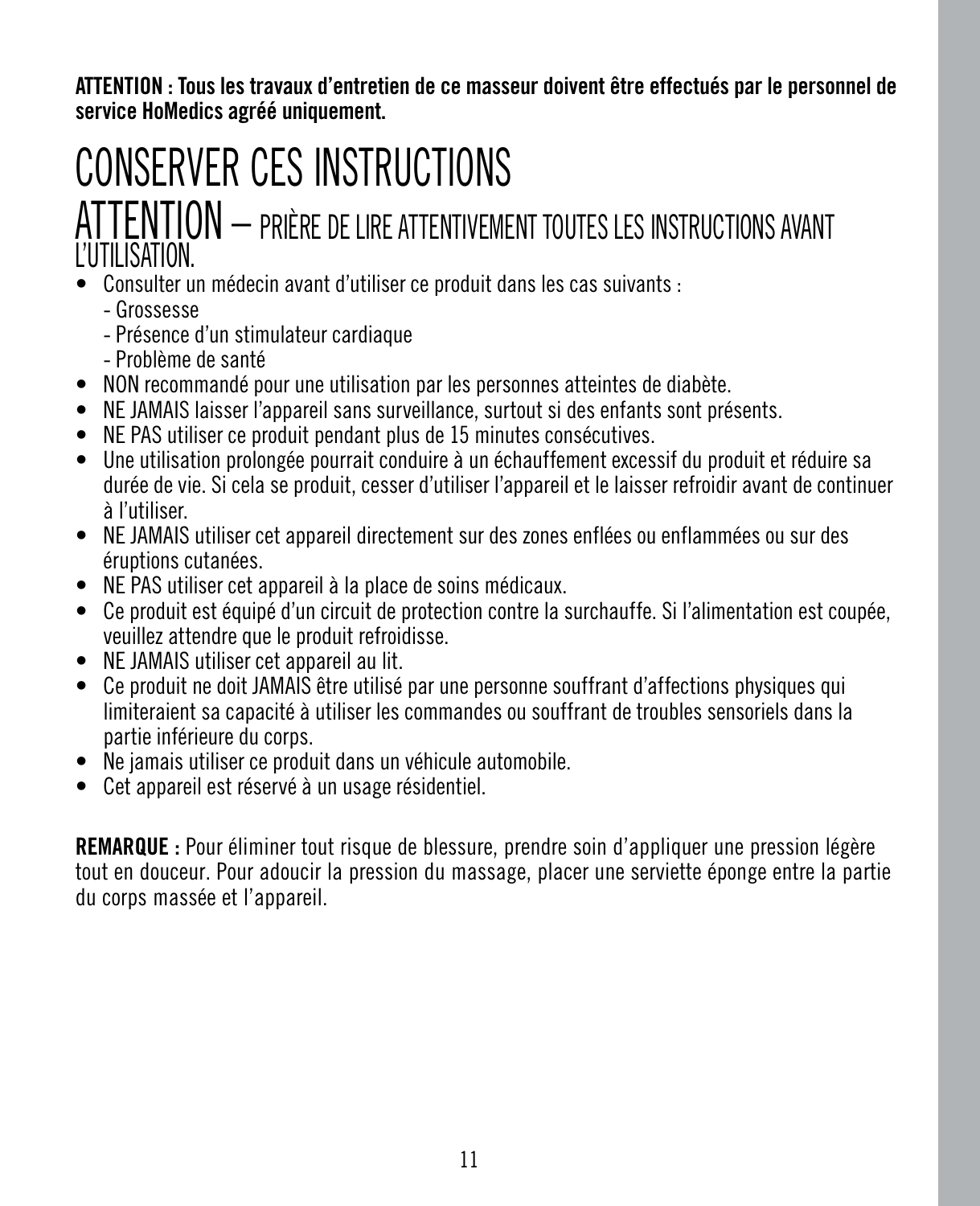**ATTENTION : Tous les travaux d'entretien de ce masseur doivent être effectués par le personnel de service HoMedics agréé uniquement.**

# CONSERVER CES INSTRUCTIONS

## ATTENTION – PRIÈRE DE LIRE ATTENTIVEMENT TOUTES LES INSTRUCTIONS AVANT L'UTILISATION.

- Consulter un médecin avant d'utiliser ce produit dans les cas suivants :
  - Grossesse
  - Présence d'un stimulateur cardiaque
  - Problème de santé
- NON recommandé pour une utilisation par les personnes atteintes de diabète.
- NE JAMAIS laisser l'appareil sans surveillance, surtout si des enfants sont présents.
- NE PAS utiliser ce produit pendant plus de 15 minutes consécutives.
- Une utilisation prolongée pourrait conduire à un échauffement excessif du produit et réduire sa durée de vie. Si cela se produit, cesser d'utiliser l'appareil et le laisser refroidir avant de continuer à l'utiliser.
- NE JAMAIS utiliser cet appareil directement sur des zones enflées ou enflammées ou sur des éruptions cutanées.
- NE PAS utiliser cet appareil à la place de soins médicaux.
- Ce produit est équipé d'un circuit de protection contre la surchauffe. Si l'alimentation est coupée, veuillez attendre que le produit refroidisse.
- NE JAMAIS utiliser cet appareil au lit.
- Ce produit ne doit JAMAIS être utilisé par une personne souffrant d'affections physiques qui limiteraient sa capacité à utiliser les commandes ou souffrant de troubles sensoriels dans la partie inférieure du corps.
- Ne jamais utiliser ce produit dans un véhicule automobile.
- Cet appareil est réservé à un usage résidentiel.

**REMARQUE :** Pour éliminer tout risque de blessure, prendre soin d'appliquer une pression légère tout en douceur. Pour adoucir la pression du massage, placer une serviette éponge entre la partie du corps massée et l'appareil.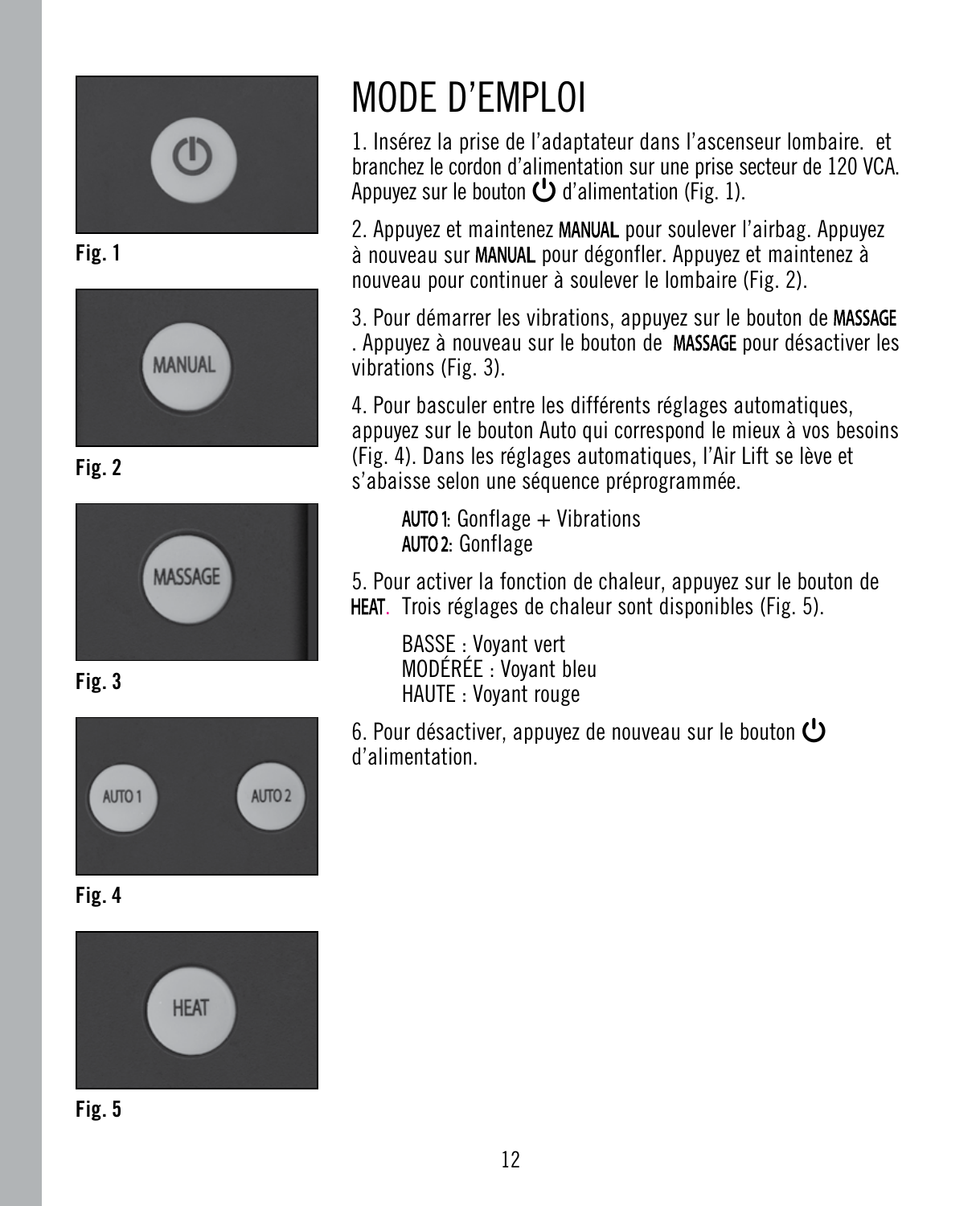Fig. 1

Fig. 2

Fig. 3

Fig. 4

Fig. 5

# MODE D'EMPLOI

1. Insérez la prise de l'adaptateur dans l'ascenseur lombaire.  et branchez le cordon d'alimentation sur une prise secteur de 120 VCA. Appuyez sur le bouton ⏻ d'alimentation (Fig. 1).

2. Appuyez et maintenez MANUAL pour soulever l'airbag. Appuyez à nouveau sur MANUAL pour dégonfler. Appuyez et maintenez à nouveau pour continuer à soulever le lombaire (Fig. 2).

3. Pour démarrer les vibrations, appuyez sur le bouton de MASSAGE . Appuyez à nouveau sur le bouton de  MASSAGE pour désactiver les vibrations (Fig. 3).

4. Pour basculer entre les différents réglages automatiques, appuyez sur le bouton Auto qui correspond le mieux à vos besoins (Fig. 4). Dans les réglages automatiques, l'Air Lift se lève et s'abaisse selon une séquence préprogrammée.

AUTO 1: Gonflage + Vibrations
AUTO 2: Gonflage

5. Pour activer la fonction de chaleur, appuyez sur le bouton de HEAT.  Trois réglages de chaleur sont disponibles (Fig. 5).

BASSE : Voyant vert
MODÉRÉE : Voyant bleu
HAUTE : Voyant rouge

6. Pour désactiver, appuyez de nouveau sur le bouton ⏻ d'alimentation.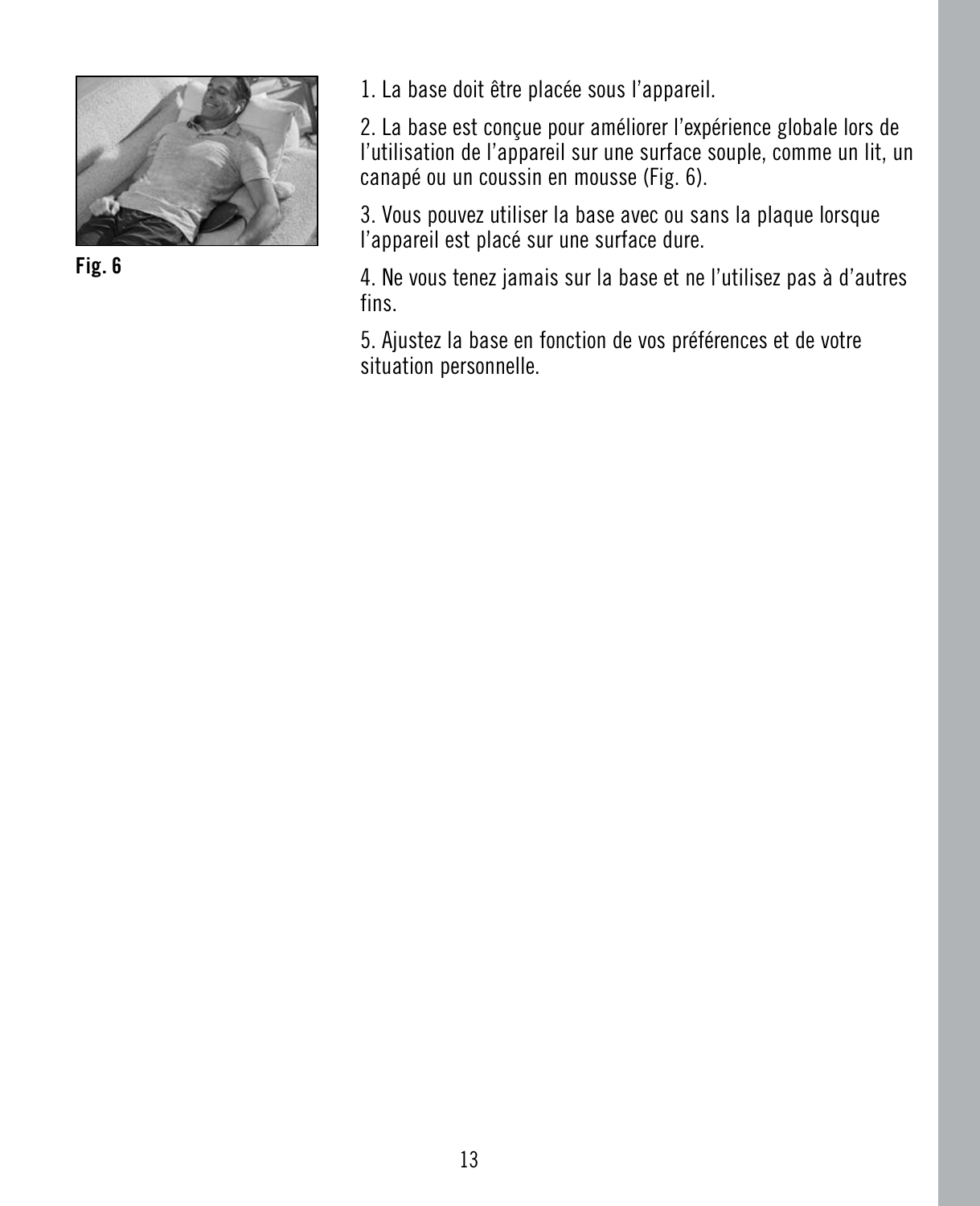Fig. 6

1. La base doit être placée sous l'appareil.

2. La base est conçue pour améliorer l'expérience globale lors de l'utilisation de l'appareil sur une surface souple, comme un lit, un canapé ou un coussin en mousse (Fig. 6).

3. Vous pouvez utiliser la base avec ou sans la plaque lorsque l'appareil est placé sur une surface dure.

4. Ne vous tenez jamais sur la base et ne l'utilisez pas à d'autres fins.

5. Ajustez la base en fonction de vos préférences et de votre situation personnelle.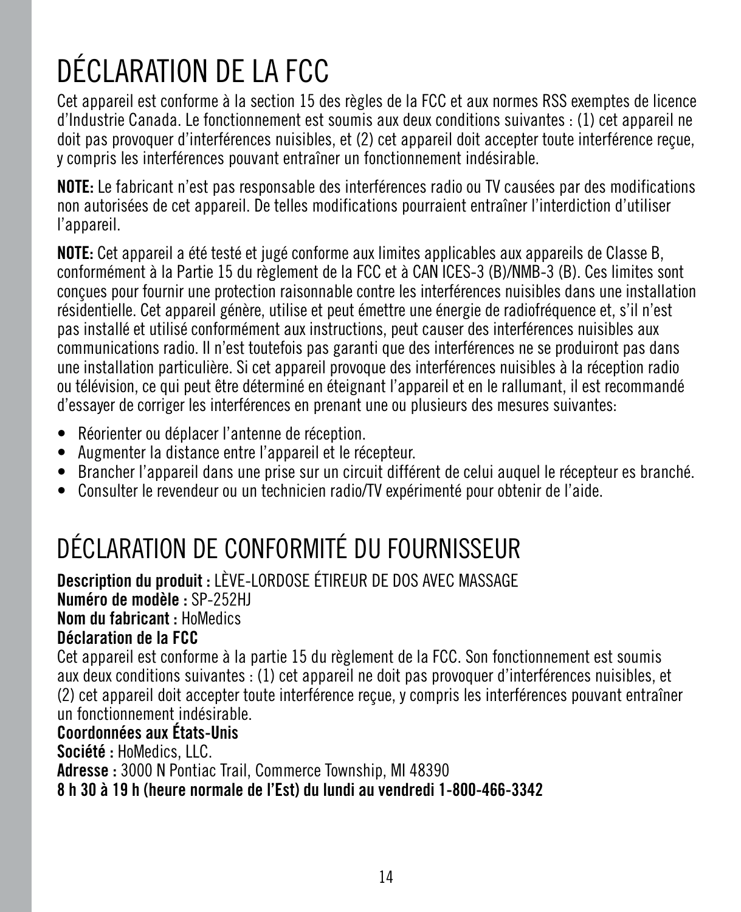# DÉCLARATION DE LA FCC

Cet appareil est conforme à la section 15 des règles de la FCC et aux normes RSS exemptes de licence d'Industrie Canada. Le fonctionnement est soumis aux deux conditions suivantes : (1) cet appareil ne doit pas provoquer d'interférences nuisibles, et (2) cet appareil doit accepter toute interférence reçue, y compris les interférences pouvant entraîner un fonctionnement indésirable.

**NOTE:** Le fabricant n'est pas responsable des interférences radio ou TV causées par des modifications non autorisées de cet appareil. De telles modifications pourraient entraîner l'interdiction d'utiliser l'appareil.

**NOTE:** Cet appareil a été testé et jugé conforme aux limites applicables aux appareils de Classe B, conformément à la Partie 15 du règlement de la FCC et à CAN ICES-3 (B)/NMB-3 (B). Ces limites sont conçues pour fournir une protection raisonnable contre les interférences nuisibles dans une installation résidentielle. Cet appareil génère, utilise et peut émettre une énergie de radiofréquence et, s'il n'est pas installé et utilisé conformément aux instructions, peut causer des interférences nuisibles aux communications radio. Il n'est toutefois pas garanti que des interférences ne se produiront pas dans une installation particulière. Si cet appareil provoque des interférences nuisibles à la réception radio ou télévision, ce qui peut être déterminé en éteignant l'appareil et en le rallumant, il est recommandé d'essayer de corriger les interférences en prenant une ou plusieurs des mesures suivantes:

- Réorienter ou déplacer l'antenne de réception.
- Augmenter la distance entre l'appareil et le récepteur.
- Brancher l'appareil dans une prise sur un circuit différent de celui auquel le récepteur es branché.
- Consulter le revendeur ou un technicien radio/TV expérimenté pour obtenir de l'aide.

# DÉCLARATION DE CONFORMITÉ DU FOURNISSEUR

**Description du produit :** LÈVE-LORDOSE ÉTIREUR DE DOS AVEC MASSAGE
**Numéro de modèle :** SP-252HJ
**Nom du fabricant :** HoMedics
**Déclaration de la FCC**
Cet appareil est conforme à la partie 15 du règlement de la FCC. Son fonctionnement est soumis aux deux conditions suivantes : (1) cet appareil ne doit pas provoquer d'interférences nuisibles, et (2) cet appareil doit accepter toute interférence reçue, y compris les interférences pouvant entraîner un fonctionnement indésirable.
**Coordonnées aux États-Unis**
**Société :** HoMedics, LLC.
**Adresse :** 3000 N Pontiac Trail, Commerce Township, MI 48390
**8 h 30 à 19 h (heure normale de l'Est) du lundi au vendredi 1-800-466-3342**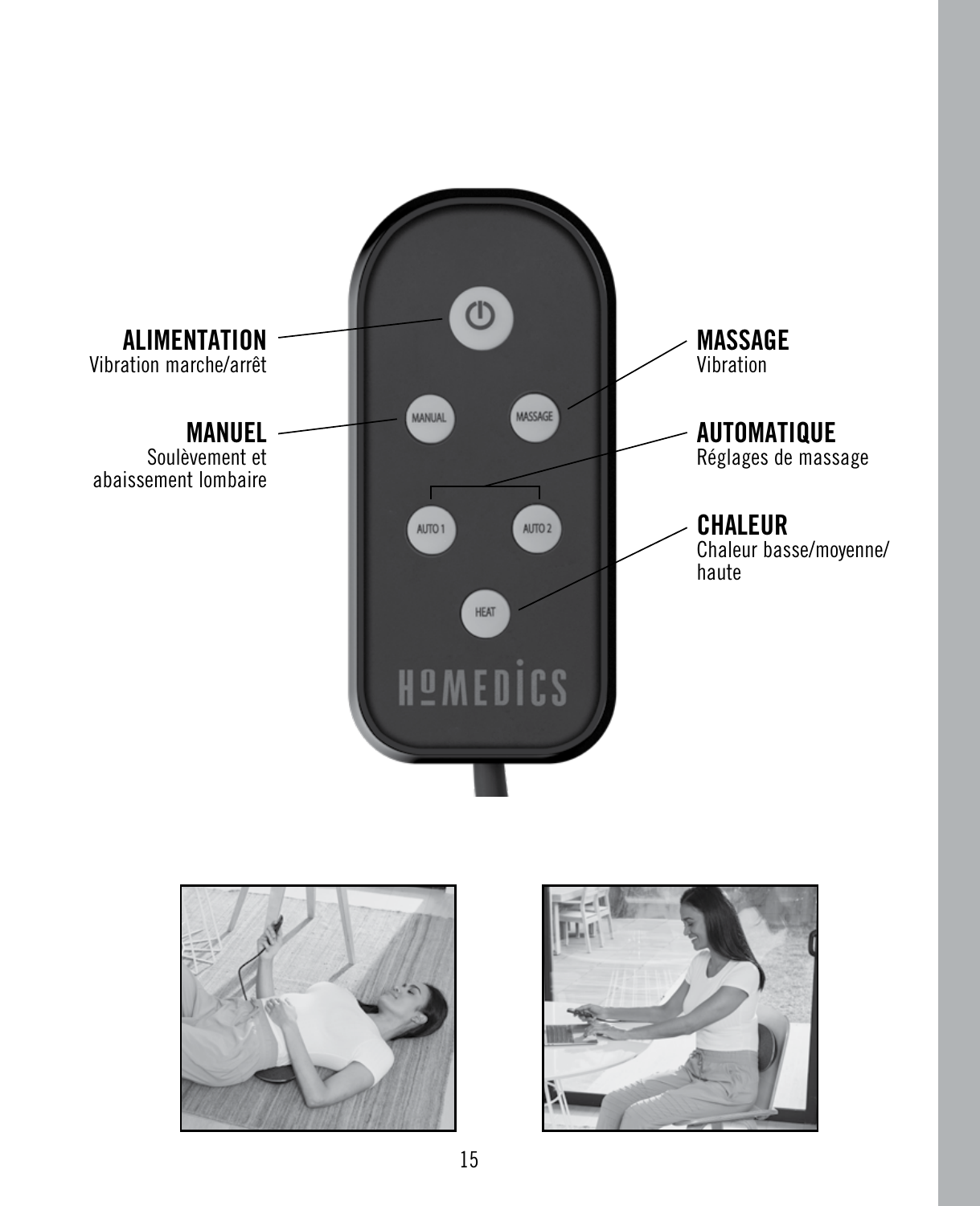**ALIMENTATION**
Vibration marche/arrêt

**MANUEL**
Soulèvement et abaissement lombaire

**MASSAGE**
Vibration

**AUTOMATIQUE**
Réglages de massage

**CHALEUR**
Chaleur basse/moyenne/haute

MANUAL

MASSAGE

AUTO 1

AUTO 2

HEAT

HOMEDICS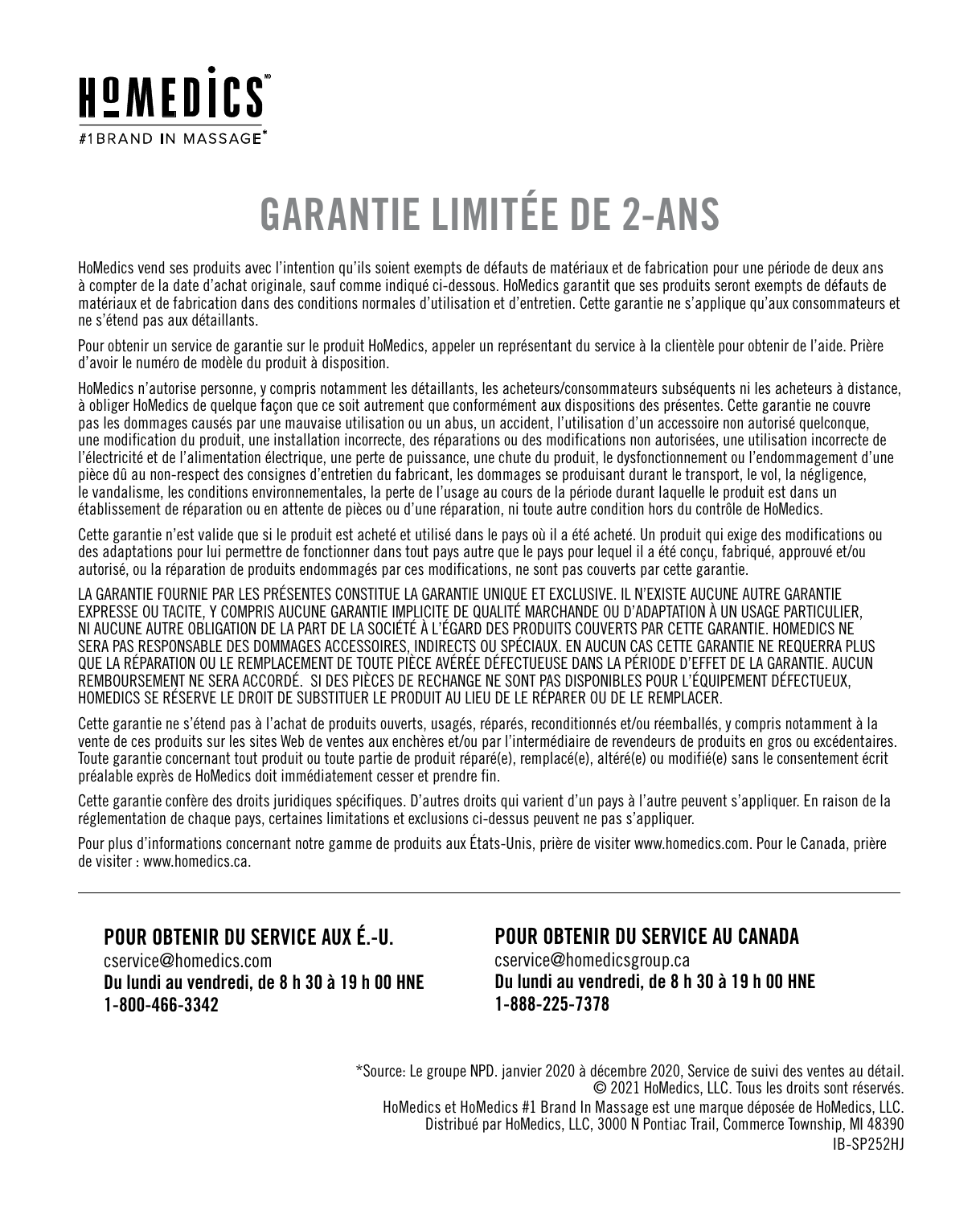HOMEDICS[MD]

#1BRAND IN MASSAGE*

# GARANTIE LIMITÉE DE 2-ANS

HoMedics vend ses produits avec l'intention qu'ils soient exempts de défauts de matériaux et de fabrication pour une période de deux ans à compter de la date d'achat originale, sauf comme indiqué ci-dessous. HoMedics garantit que ses produits seront exempts de défauts de matériaux et de fabrication dans des conditions normales d'utilisation et d'entretien. Cette garantie ne s'applique qu'aux consommateurs et ne s'étend pas aux détaillants.

Pour obtenir un service de garantie sur le produit HoMedics, appeler un représentant du service à la clientèle pour obtenir de l'aide. Prière d'avoir le numéro de modèle du produit à disposition.

HoMedics n'autorise personne, y compris notamment les détaillants, les acheteurs/consommateurs subséquents ni les acheteurs à distance, à obliger HoMedics de quelque façon que ce soit autrement que conformément aux dispositions des présentes. Cette garantie ne couvre pas les dommages causés par une mauvaise utilisation ou un abus, un accident, l'utilisation d'un accessoire non autorisé quelconque, une modification du produit, une installation incorrecte, des réparations ou des modifications non autorisées, une utilisation incorrecte de l'électricité et de l'alimentation électrique, une perte de puissance, une chute du produit, le dysfonctionnement ou l'endommagement d'une pièce dû au non-respect des consignes d'entretien du fabricant, les dommages se produisant durant le transport, le vol, la négligence, le vandalisme, les conditions environnementales, la perte de l'usage au cours de la période durant laquelle le produit est dans un établissement de réparation ou en attente de pièces ou d'une réparation, ni toute autre condition hors du contrôle de HoMedics.

Cette garantie n'est valide que si le produit est acheté et utilisé dans le pays où il a été acheté. Un produit qui exige des modifications ou des adaptations pour lui permettre de fonctionner dans tout pays autre que le pays pour lequel il a été conçu, fabriqué, approuvé et/ou autorisé, ou la réparation de produits endommagés par ces modifications, ne sont pas couverts par cette garantie.

LA GARANTIE FOURNIE PAR LES PRÉSENTES CONSTITUE LA GARANTIE UNIQUE ET EXCLUSIVE. IL N'EXISTE AUCUNE AUTRE GARANTIE EXPRESSE OU TACITE, Y COMPRIS AUCUNE GARANTIE IMPLICITE DE QUALITÉ MARCHANDE OU D'ADAPTATION À UN USAGE PARTICULIER, NI AUCUNE AUTRE OBLIGATION DE LA PART DE LA SOCIÉTÉ À L'ÉGARD DES PRODUITS COUVERTS PAR CETTE GARANTIE. HOMEDICS NE SERA PAS RESPONSABLE DES DOMMAGES ACCESSOIRES, INDIRECTS OU SPÉCIAUX. EN AUCUN CAS CETTE GARANTIE NE REQUERRA PLUS QUE LA RÉPARATION OU LE REMPLACEMENT DE TOUTE PIÈCE AVÉRÉE DÉFECTUEUSE DANS LA PÉRIODE D'EFFET DE LA GARANTIE. AUCUN REMBOURSEMENT NE SERA ACCORDÉ. SI DES PIÈCES DE RECHANGE NE SONT PAS DISPONIBLES POUR L'ÉQUIPEMENT DÉFECTUEUX, HOMEDICS SE RÉSERVE LE DROIT DE SUBSTITUER LE PRODUIT AU LIEU DE LE RÉPARER OU DE LE REMPLACER.

Cette garantie ne s'étend pas à l'achat de produits ouverts, usagés, réparés, reconditionnés et/ou réemballés, y compris notamment à la vente de ces produits sur les sites Web de ventes aux enchères et/ou par l'intermédiaire de revendeurs de produits en gros ou excédentaires. Toute garantie concernant tout produit ou toute partie de produit réparé(e), remplacé(e), altéré(e) ou modifié(e) sans le consentement écrit préalable exprès de HoMedics doit immédiatement cesser et prendre fin.

Cette garantie confère des droits juridiques spécifiques. D'autres droits qui varient d'un pays à l'autre peuvent s'appliquer. En raison de la réglementation de chaque pays, certaines limitations et exclusions ci-dessus peuvent ne pas s'appliquer.

Pour plus d'informations concernant notre gamme de produits aux États-Unis, prière de visiter www.homedics.com. Pour le Canada, prière de visiter : www.homedics.ca.

---

### POUR OBTENIR DU SERVICE AUX É.-U.

cservice@homedics.com
**Du lundi au vendredi, de 8 h 30 à 19 h 00 HNE**
**1-800-466-3342**

### POUR OBTENIR DU SERVICE AU CANADA

cservice@homedicsgroup.ca
**Du lundi au vendredi, de 8 h 30 à 19 h 00 HNE**
**1-888-225-7378**

*Source: Le groupe NPD. janvier 2020 à décembre 2020, Service de suivi des ventes au détail.
© 2021 HoMedics, LLC. Tous les droits sont réservés.
HoMedics et HoMedics #1 Brand In Massage est une marque déposée de HoMedics, LLC.
Distribué par HoMedics, LLC, 3000 N Pontiac Trail, Commerce Township, MI 48390
IB-SP252HJ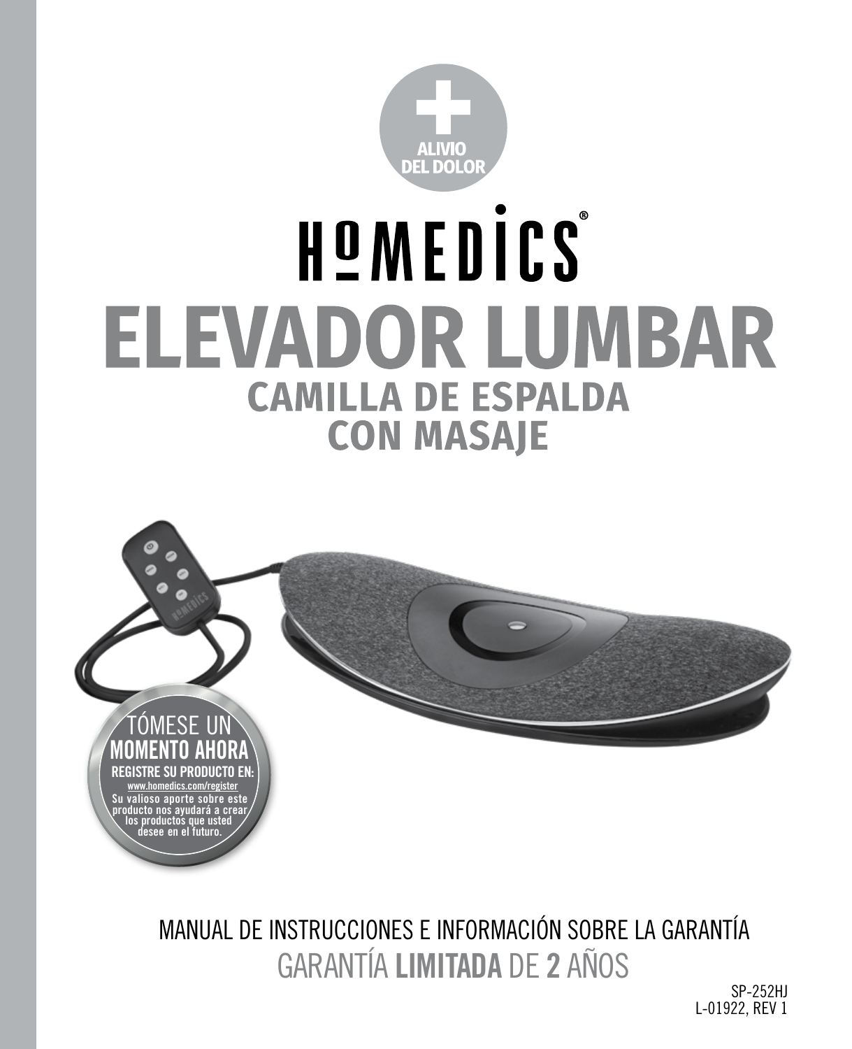ALIVIO DEL DOLOR

# HOMEDICS®

# ELEVADOR LUMBAR

## CAMILLA DE ESPALDA CON MASAJE

TÓMESE UN
**MOMENTO AHORA**
**REGISTRE SU PRODUCTO EN:**
www.homedics.com/register
Su valioso aporte sobre este producto nos ayudará a crear los productos que usted desee en el futuro.

MANUAL DE INSTRUCCIONES E INFORMACIÓN SOBRE LA GARANTÍA

GARANTÍA **LIMITADA** DE **2** AÑOS

SP-252HJ
L-01922, REV 1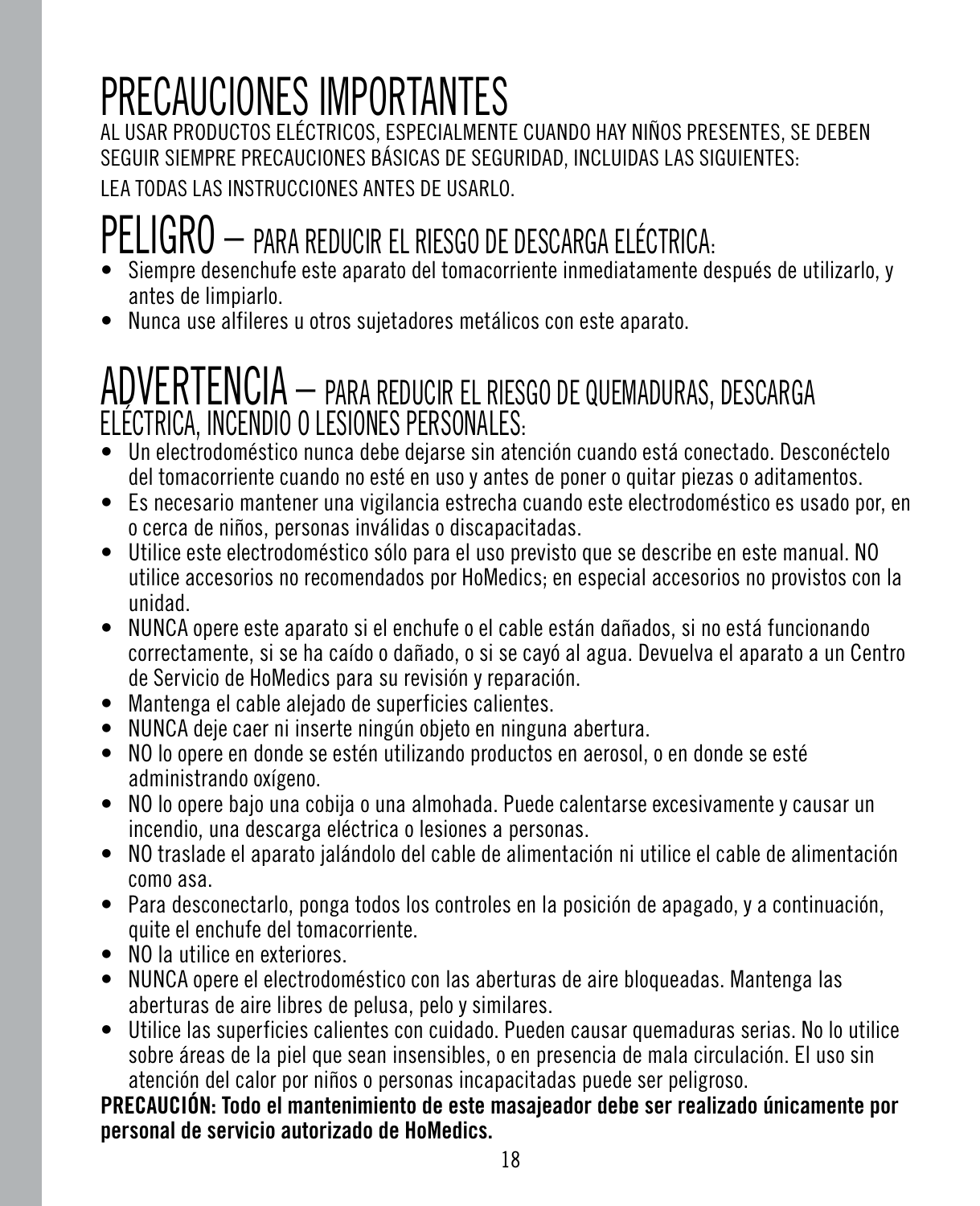# PRECAUCIONES IMPORTANTES

AL USAR PRODUCTOS ELÉCTRICOS, ESPECIALMENTE CUANDO HAY NIÑOS PRESENTES, SE DEBEN SEGUIR SIEMPRE PRECAUCIONES BÁSICAS DE SEGURIDAD, INCLUIDAS LAS SIGUIENTES:

LEA TODAS LAS INSTRUCCIONES ANTES DE USARLO.

## PELIGRO – PARA REDUCIR EL RIESGO DE DESCARGA ELÉCTRICA:

- Siempre desenchufe este aparato del tomacorriente inmediatamente después de utilizarlo, y antes de limpiarlo.
- Nunca use alfileres u otros sujetadores metálicos con este aparato.

## ADVERTENCIA – PARA REDUCIR EL RIESGO DE QUEMADURAS, DESCARGA ELÉCTRICA, INCENDIO O LESIONES PERSONALES:

- Un electrodoméstico nunca debe dejarse sin atención cuando está conectado. Desconéctelo del tomacorriente cuando no esté en uso y antes de poner o quitar piezas o aditamentos.
- Es necesario mantener una vigilancia estrecha cuando este electrodoméstico es usado por, en o cerca de niños, personas inválidas o discapacitadas.
- Utilice este electrodoméstico sólo para el uso previsto que se describe en este manual. NO utilice accesorios no recomendados por HoMedics; en especial accesorios no provistos con la unidad.
- NUNCA opere este aparato si el enchufe o el cable están dañados, si no está funcionando correctamente, si se ha caído o dañado, o si se cayó al agua. Devuelva el aparato a un Centro de Servicio de HoMedics para su revisión y reparación.
- Mantenga el cable alejado de superficies calientes.
- NUNCA deje caer ni inserte ningún objeto en ninguna abertura.
- NO lo opere en donde se estén utilizando productos en aerosol, o en donde se esté administrando oxígeno.
- NO lo opere bajo una cobija o una almohada. Puede calentarse excesivamente y causar un incendio, una descarga eléctrica o lesiones a personas.
- NO traslade el aparato jalándolo del cable de alimentación ni utilice el cable de alimentación como asa.
- Para desconectarlo, ponga todos los controles en la posición de apagado, y a continuación, quite el enchufe del tomacorriente.
- NO la utilice en exteriores.
- NUNCA opere el electrodoméstico con las aberturas de aire bloqueadas. Mantenga las aberturas de aire libres de pelusa, pelo y similares.
- Utilice las superficies calientes con cuidado. Pueden causar quemaduras serias. No lo utilice sobre áreas de la piel que sean insensibles, o en presencia de mala circulación. El uso sin atención del calor por niños o personas incapacitadas puede ser peligroso.

**PRECAUCIÓN: Todo el mantenimiento de este masajeador debe ser realizado únicamente por personal de servicio autorizado de HoMedics.**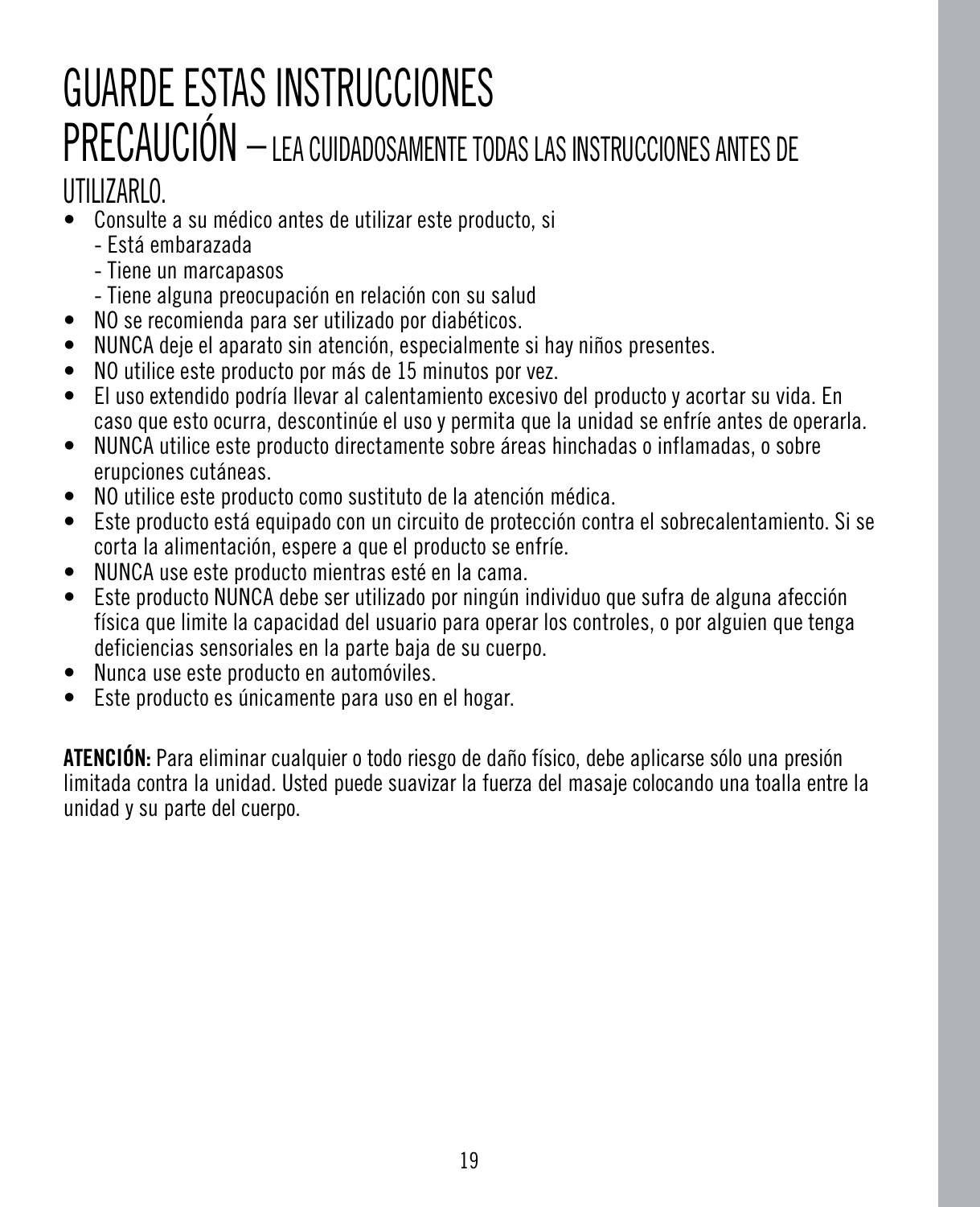# GUARDE ESTAS INSTRUCCIONES

## PRECAUCIÓN – LEA CUIDADOSAMENTE TODAS LAS INSTRUCCIONES ANTES DE UTILIZARLO.

- Consulte a su médico antes de utilizar este producto, si
  - Está embarazada
  - Tiene un marcapasos
  - Tiene alguna preocupación en relación con su salud
- NO se recomienda para ser utilizado por diabéticos.
- NUNCA deje el aparato sin atención, especialmente si hay niños presentes.
- NO utilice este producto por más de 15 minutos por vez.
- El uso extendido podría llevar al calentamiento excesivo del producto y acortar su vida. En caso que esto ocurra, descontinúe el uso y permita que la unidad se enfríe antes de operarla.
- NUNCA utilice este producto directamente sobre áreas hinchadas o inflamadas, o sobre erupciones cutáneas.
- NO utilice este producto como sustituto de la atención médica.
- Este producto está equipado con un circuito de protección contra el sobrecalentamiento. Si se corta la alimentación, espere a que el producto se enfríe.
- NUNCA use este producto mientras esté en la cama.
- Este producto NUNCA debe ser utilizado por ningún individuo que sufra de alguna afección física que limite la capacidad del usuario para operar los controles, o por alguien que tenga deficiencias sensoriales en la parte baja de su cuerpo.
- Nunca use este producto en automóviles.
- Este producto es únicamente para uso en el hogar.

**ATENCIÓN:** Para eliminar cualquier o todo riesgo de daño físico, debe aplicarse sólo una presión limitada contra la unidad. Usted puede suavizar la fuerza del masaje colocando una toalla entre la unidad y su parte del cuerpo.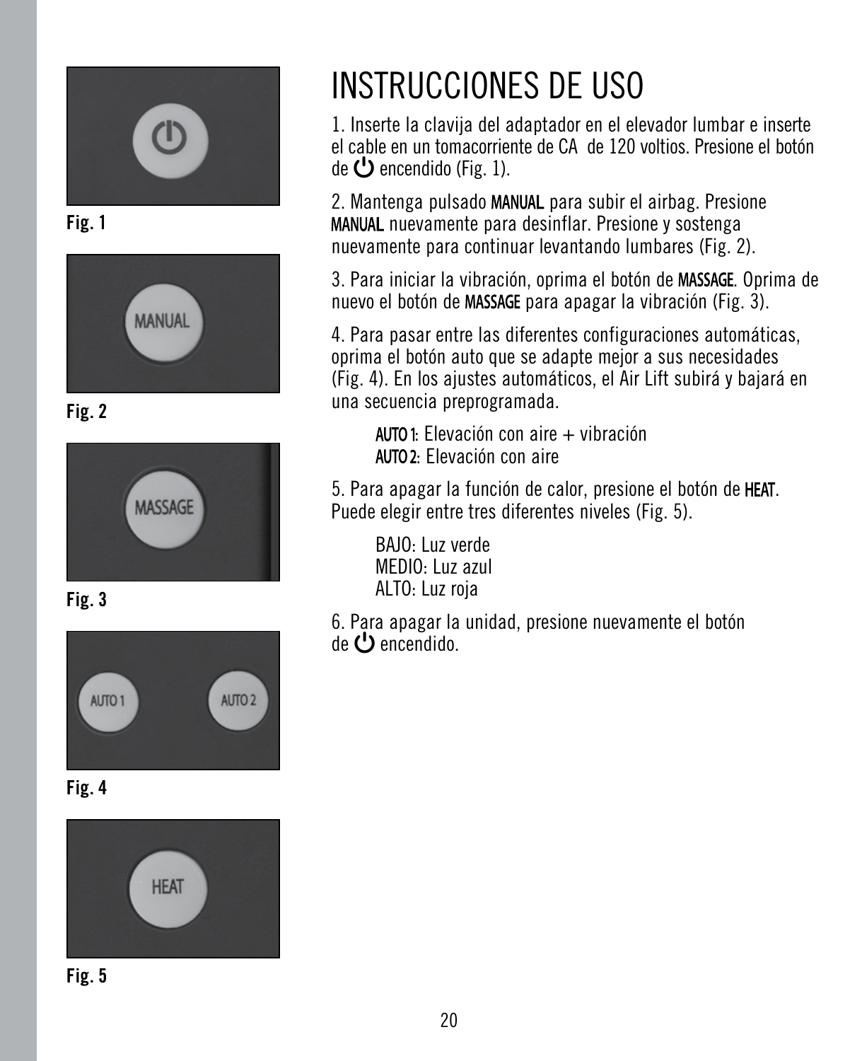Fig. 1

Fig. 2

Fig. 3

Fig. 4

Fig. 5

# INSTRUCCIONES DE USO

1. Inserte la clavija del adaptador en el elevador lumbar e inserte el cable en un tomacorriente de CA de 120 voltios. Presione el botón de ⏻ encendido (Fig. 1).

2. Mantenga pulsado MANUAL para subir el airbag. Presione MANUAL nuevamente para desinflar. Presione y sostenga nuevamente para continuar levantando lumbares (Fig. 2).

3. Para iniciar la vibración, oprima el botón de MASSAGE. Oprima de nuevo el botón de MASSAGE para apagar la vibración (Fig. 3).

4. Para pasar entre las diferentes configuraciones automáticas, oprima el botón auto que se adapte mejor a sus necesidades (Fig. 4). En los ajustes automáticos, el Air Lift subirá y bajará en una secuencia preprogramada.

AUTO 1: Elevación con aire + vibración
AUTO 2: Elevación con aire

5. Para apagar la función de calor, presione el botón de HEAT. Puede elegir entre tres diferentes niveles (Fig. 5).

BAJO: Luz verde
MEDIO: Luz azul
ALTO: Luz roja

6. Para apagar la unidad, presione nuevamente el botón de ⏻ encendido.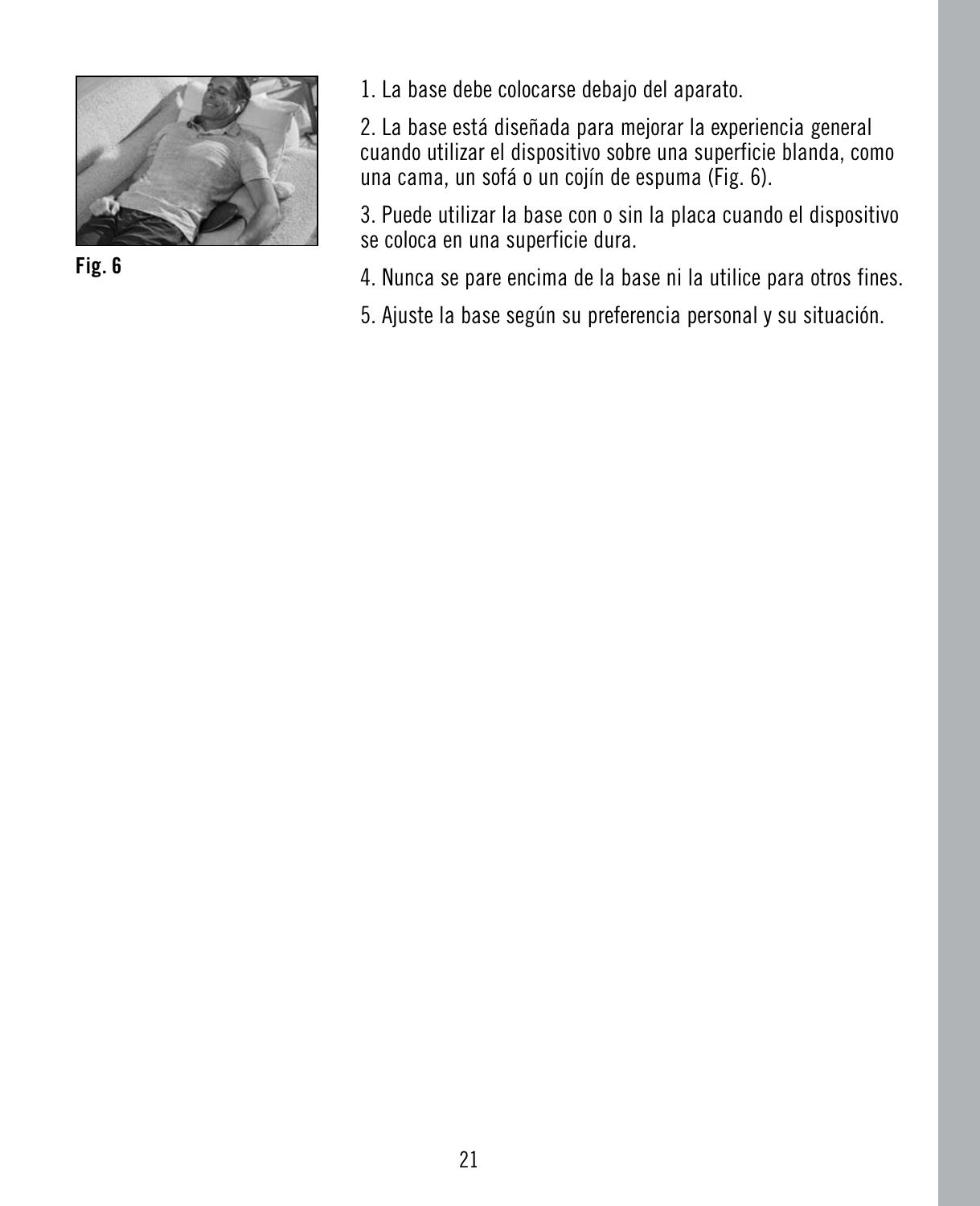Fig. 6

1. La base debe colocarse debajo del aparato.

2. La base está diseñada para mejorar la experiencia general cuando utilizar el dispositivo sobre una superficie blanda, como una cama, un sofá o un cojín de espuma (Fig. 6).

3. Puede utilizar la base con o sin la placa cuando el dispositivo se coloca en una superficie dura.

4. Nunca se pare encima de la base ni la utilice para otros fines.

5. Ajuste la base según su preferencia personal y su situación.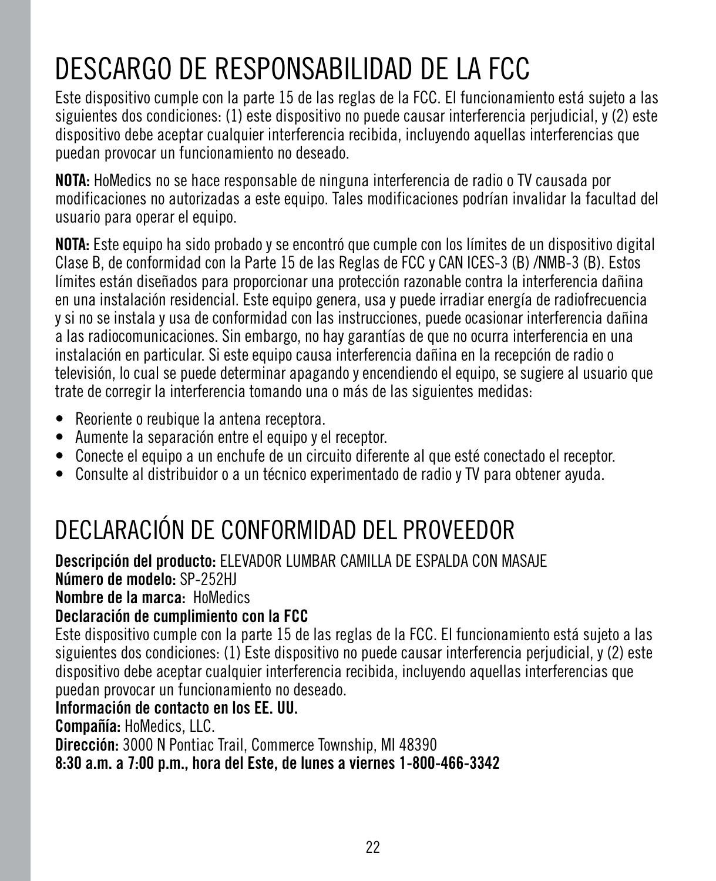# DESCARGO DE RESPONSABILIDAD DE LA FCC

Este dispositivo cumple con la parte 15 de las reglas de la FCC. El funcionamiento está sujeto a las siguientes dos condiciones: (1) este dispositivo no puede causar interferencia perjudicial, y (2) este dispositivo debe aceptar cualquier interferencia recibida, incluyendo aquellas interferencias que puedan provocar un funcionamiento no deseado.

**NOTA:** HoMedics no se hace responsable de ninguna interferencia de radio o TV causada por modificaciones no autorizadas a este equipo. Tales modificaciones podrían invalidar la facultad del usuario para operar el equipo.

**NOTA:** Este equipo ha sido probado y se encontró que cumple con los límites de un dispositivo digital Clase B, de conformidad con la Parte 15 de las Reglas de FCC y CAN ICES-3 (B) /NMB-3 (B). Estos límites están diseñados para proporcionar una protección razonable contra la interferencia dañina en una instalación residencial. Este equipo genera, usa y puede irradiar energía de radiofrecuencia y si no se instala y usa de conformidad con las instrucciones, puede ocasionar interferencia dañina a las radiocomunicaciones. Sin embargo, no hay garantías de que no ocurra interferencia en una instalación en particular. Si este equipo causa interferencia dañina en la recepción de radio o televisión, lo cual se puede determinar apagando y encendiendo el equipo, se sugiere al usuario que trate de corregir la interferencia tomando una o más de las siguientes medidas:

- Reoriente o reubique la antena receptora.
- Aumente la separación entre el equipo y el receptor.
- Conecte el equipo a un enchufe de un circuito diferente al que esté conectado el receptor.
- Consulte al distribuidor o a un técnico experimentado de radio y TV para obtener ayuda.

# DECLARACIÓN DE CONFORMIDAD DEL PROVEEDOR

**Descripción del producto:** ELEVADOR LUMBAR CAMILLA DE ESPALDA CON MASAJE
**Número de modelo:** SP-252HJ
**Nombre de la marca:** HoMedics
**Declaración de cumplimiento con la FCC**
Este dispositivo cumple con la parte 15 de las reglas de la FCC. El funcionamiento está sujeto a las siguientes dos condiciones: (1) Este dispositivo no puede causar interferencia perjudicial, y (2) este dispositivo debe aceptar cualquier interferencia recibida, incluyendo aquellas interferencias que puedan provocar un funcionamiento no deseado.
**Información de contacto en los EE. UU.**
**Compañía:** HoMedics, LLC.
**Dirección:** 3000 N Pontiac Trail, Commerce Township, MI 48390
**8:30 a.m. a 7:00 p.m., hora del Este, de lunes a viernes 1-800-466-3342**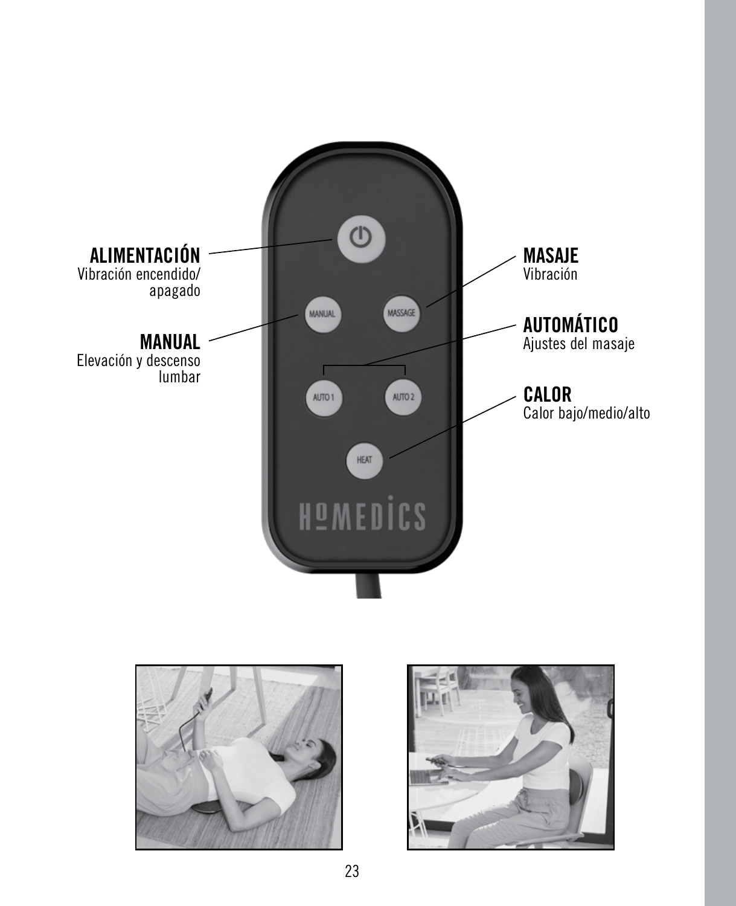**ALIMENTACIÓN**
Vibración encendido/apagado

**MANUAL**
Elevación y descenso lumbar

**MASAJE**
Vibración

**AUTOMÁTICO**
Ajustes del masaje

**CALOR**
Calor bajo/medio/alto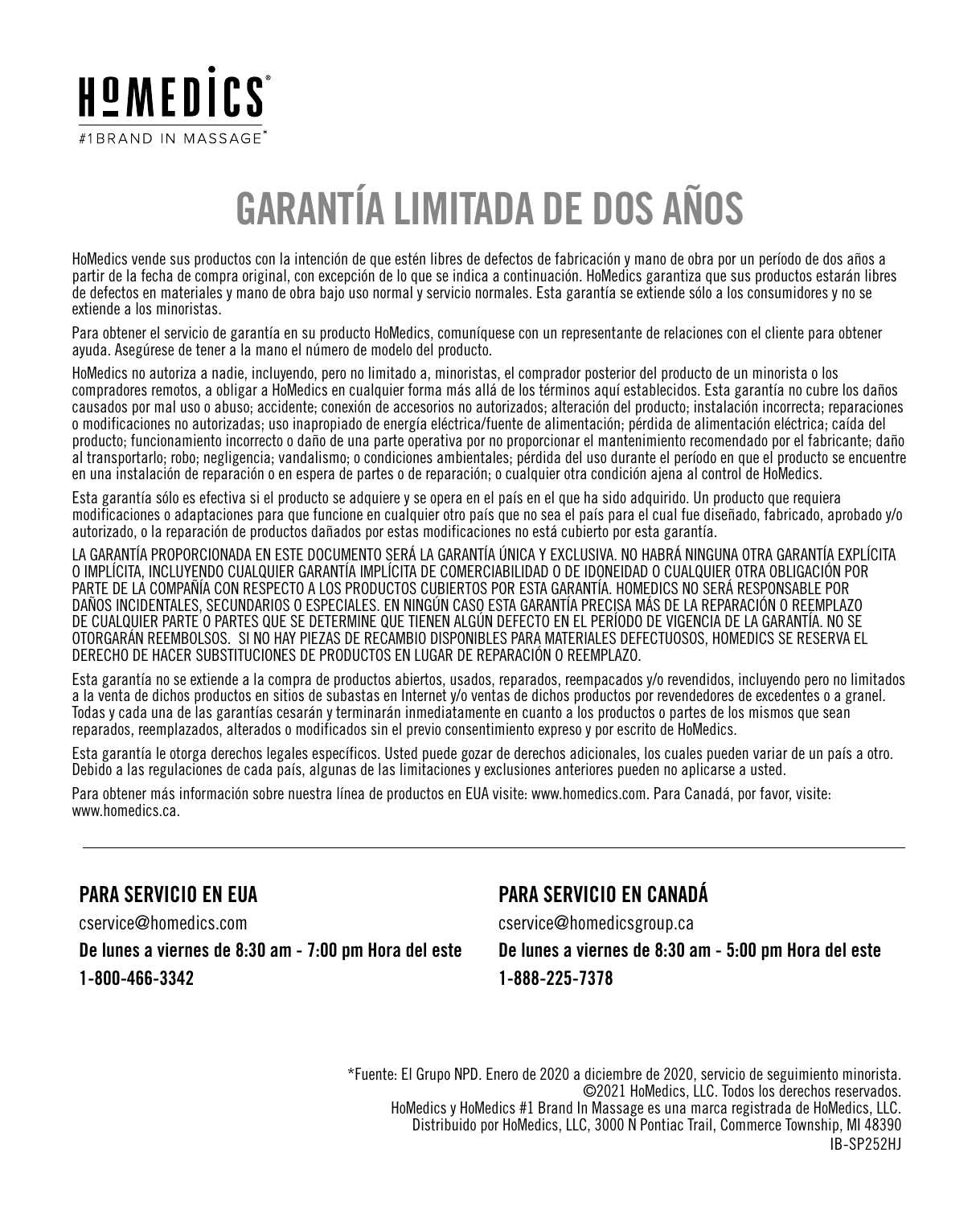HOMEDICS®

#1BRAND IN MASSAGE*

# GARANTÍA LIMITADA DE DOS AÑOS

HoMedics vende sus productos con la intención de que estén libres de defectos de fabricación y mano de obra por un período de dos años a partir de la fecha de compra original, con excepción de lo que se indica a continuación. HoMedics garantiza que sus productos estarán libres de defectos en materiales y mano de obra bajo uso normal y servicio normales. Esta garantía se extiende sólo a los consumidores y no se extiende a los minoristas.

Para obtener el servicio de garantía en su producto HoMedics, comuníquese con un representante de relaciones con el cliente para obtener ayuda. Asegúrese de tener a la mano el número de modelo del producto.

HoMedics no autoriza a nadie, incluyendo, pero no limitado a, minoristas, el comprador posterior del producto de un minorista o los compradores remotos, a obligar a HoMedics en cualquier forma más allá de los términos aquí establecidos. Esta garantía no cubre los daños causados por mal uso o abuso; accidente; conexión de accesorios no autorizados; alteración del producto; instalación incorrecta; reparaciones o modificaciones no autorizadas; uso inapropiado de energía eléctrica/fuente de alimentación; pérdida de alimentación eléctrica; caída del producto; funcionamiento incorrecto o daño de una parte operativa por no proporcionar el mantenimiento recomendado por el fabricante; daño al transportarlo; robo; negligencia; vandalismo; o condiciones ambientales; pérdida del uso durante el período en que el producto se encuentre en una instalación de reparación o en espera de partes o de reparación; o cualquier otra condición ajena al control de HoMedics.

Esta garantía sólo es efectiva si el producto se adquiere y se opera en el país en el que ha sido adquirido. Un producto que requiera modificaciones o adaptaciones para que funcione en cualquier otro país que no sea el país para el cual fue diseñado, fabricado, aprobado y/o autorizado, o la reparación de productos dañados por estas modificaciones no está cubierto por esta garantía.

LA GARANTÍA PROPORCIONADA EN ESTE DOCUMENTO SERÁ LA GARANTÍA ÚNICA Y EXCLUSIVA. NO HABRÁ NINGUNA OTRA GARANTÍA EXPLÍCITA O IMPLÍCITA, INCLUYENDO CUALQUIER GARANTÍA IMPLÍCITA DE COMERCIABILIDAD O DE IDONEIDAD O CUALQUIER OTRA OBLIGACIÓN POR PARTE DE LA COMPAÑÍA CON RESPECTO A LOS PRODUCTOS CUBIERTOS POR ESTA GARANTÍA. HOMEDICS NO SERÁ RESPONSABLE POR DAÑOS INCIDENTALES, SECUNDARIOS O ESPECIALES. EN NINGÚN CASO ESTA GARANTÍA PRECISA MÁS DE LA REPARACIÓN O REEMPLAZO DE CUALQUIER PARTE O PARTES QUE SE DETERMINE QUE TIENEN ALGÚN DEFECTO EN EL PERÍODO DE VIGENCIA DE LA GARANTÍA. NO SE OTORGARÁN REEMBOLSOS. SI NO HAY PIEZAS DE RECAMBIO DISPONIBLES PARA MATERIALES DEFECTUOSOS, HOMEDICS SE RESERVA EL DERECHO DE HACER SUBSTITUCIONES DE PRODUCTOS EN LUGAR DE REPARACIÓN O REEMPLAZO.

Esta garantía no se extiende a la compra de productos abiertos, usados, reparados, reempacados y/o revendidos, incluyendo pero no limitados a la venta de dichos productos en sitios de subastas en Internet y/o ventas de dichos productos por revendedores de excedentes o a granel. Todas y cada una de las garantías cesarán y terminarán inmediatamente en cuanto a los productos o partes de los mismos que sean reparados, reemplazados, alterados o modificados sin el previo consentimiento expreso y por escrito de HoMedics.

Esta garantía le otorga derechos legales específicos. Usted puede gozar de derechos adicionales, los cuales pueden variar de un país a otro. Debido a las regulaciones de cada país, algunas de las limitaciones y exclusiones anteriores pueden no aplicarse a usted.

Para obtener más información sobre nuestra línea de productos en EUA visite: www.homedics.com. Para Canadá, por favor, visite: www.homedics.ca.

---

## PARA SERVICIO EN EUA

cservice@homedics.com

**De lunes a viernes de 8:30 am - 7:00 pm Hora del este**

**1-800-466-3342**

## PARA SERVICIO EN CANADÁ

cservice@homedicsgroup.ca

**De lunes a viernes de 8:30 am - 5:00 pm Hora del este**

**1-888-225-7378**

*Fuente: El Grupo NPD. Enero de 2020 a diciembre de 2020, servicio de seguimiento minorista.
©2021 HoMedics, LLC. Todos los derechos reservados.
HoMedics y HoMedics #1 Brand In Massage es una marca registrada de HoMedics, LLC.
Distribuido por HoMedics, LLC, 3000 N Pontiac Trail, Commerce Township, MI 48390
IB-SP252HJ